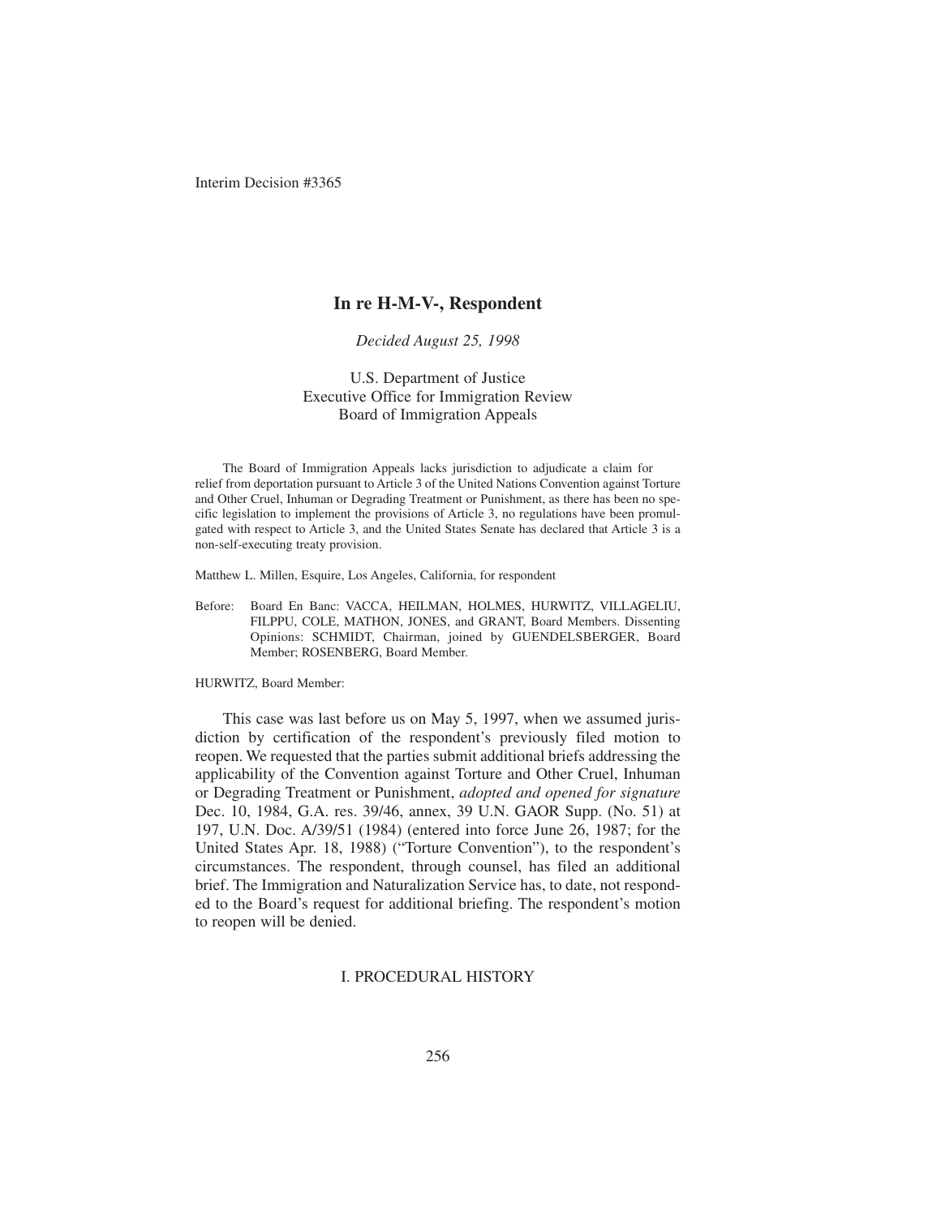Interim Decision #3365

# In re H-M-V-, Respondent

*Decided August 25, 1998*

U.S. Department of Justice
Executive Office for Immigration Review
Board of Immigration Appeals

The Board of Immigration Appeals lacks jurisdiction to adjudicate a claim for relief from deportation pursuant to Article 3 of the United Nations Convention against Torture and Other Cruel, Inhuman or Degrading Treatment or Punishment, as there has been no specific legislation to implement the provisions of Article 3, no regulations have been promulgated with respect to Article 3, and the United States Senate has declared that Article 3 is a non-self-executing treaty provision.

Matthew L. Millen, Esquire, Los Angeles, California, for respondent

Before: Board En Banc: VACCA, HEILMAN, HOLMES, HURWITZ, VILLAGELIU, FILPPU, COLE, MATHON, JONES, and GRANT, Board Members. Dissenting Opinions: SCHMIDT, Chairman, joined by GUENDELSBERGER, Board Member; ROSENBERG, Board Member.

HURWITZ, Board Member:

This case was last before us on May 5, 1997, when we assumed jurisdiction by certification of the respondent's previously filed motion to reopen. We requested that the parties submit additional briefs addressing the applicability of the Convention against Torture and Other Cruel, Inhuman or Degrading Treatment or Punishment, *adopted and opened for signature* Dec. 10, 1984, G.A. res. 39/46, annex, 39 U.N. GAOR Supp. (No. 51) at 197, U.N. Doc. A/39/51 (1984) (entered into force June 26, 1987; for the United States Apr. 18, 1988) ("Torture Convention"), to the respondent's circumstances. The respondent, through counsel, has filed an additional brief. The Immigration and Naturalization Service has, to date, not responded to the Board's request for additional briefing. The respondent's motion to reopen will be denied.

## I. PROCEDURAL HISTORY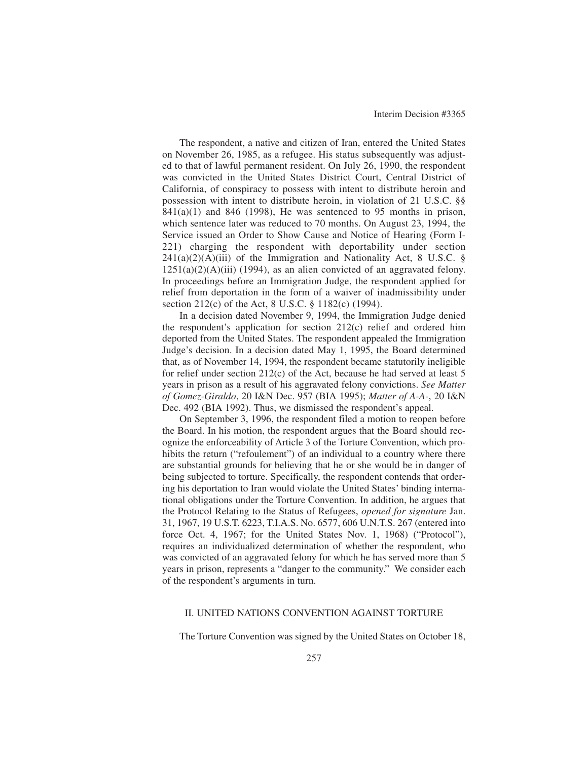The respondent, a native and citizen of Iran, entered the United States on November 26, 1985, as a refugee. His status subsequently was adjusted to that of lawful permanent resident. On July 26, 1990, the respondent was convicted in the United States District Court, Central District of California, of conspiracy to possess with intent to distribute heroin and possession with intent to distribute heroin, in violation of 21 U.S.C. §§ 841(a)(1) and 846 (1998), He was sentenced to 95 months in prison, which sentence later was reduced to 70 months. On August 23, 1994, the Service issued an Order to Show Cause and Notice of Hearing (Form I-221) charging the respondent with deportability under section 241(a)(2)(A)(iii) of the Immigration and Nationality Act, 8 U.S.C. § 1251(a)(2)(A)(iii) (1994), as an alien convicted of an aggravated felony. In proceedings before an Immigration Judge, the respondent applied for relief from deportation in the form of a waiver of inadmissibility under section 212(c) of the Act, 8 U.S.C. § 1182(c) (1994).

In a decision dated November 9, 1994, the Immigration Judge denied the respondent's application for section 212(c) relief and ordered him deported from the United States. The respondent appealed the Immigration Judge's decision. In a decision dated May 1, 1995, the Board determined that, as of November 14, 1994, the respondent became statutorily ineligible for relief under section 212(c) of the Act, because he had served at least 5 years in prison as a result of his aggravated felony convictions. *See Matter of Gomez-Giraldo*, 20 I&N Dec. 957 (BIA 1995); *Matter of A-A-*, 20 I&N Dec. 492 (BIA 1992). Thus, we dismissed the respondent's appeal.

On September 3, 1996, the respondent filed a motion to reopen before the Board. In his motion, the respondent argues that the Board should recognize the enforceability of Article 3 of the Torture Convention, which prohibits the return ("refoulement") of an individual to a country where there are substantial grounds for believing that he or she would be in danger of being subjected to torture. Specifically, the respondent contends that ordering his deportation to Iran would violate the United States' binding international obligations under the Torture Convention. In addition, he argues that the Protocol Relating to the Status of Refugees, *opened for signature* Jan. 31, 1967, 19 U.S.T. 6223, T.I.A.S. No. 6577, 606 U.N.T.S. 267 (entered into force Oct. 4, 1967; for the United States Nov. 1, 1968) ("Protocol"), requires an individualized determination of whether the respondent, who was convicted of an aggravated felony for which he has served more than 5 years in prison, represents a "danger to the community." We consider each of the respondent's arguments in turn.

## II. UNITED NATIONS CONVENTION AGAINST TORTURE

The Torture Convention was signed by the United States on October 18,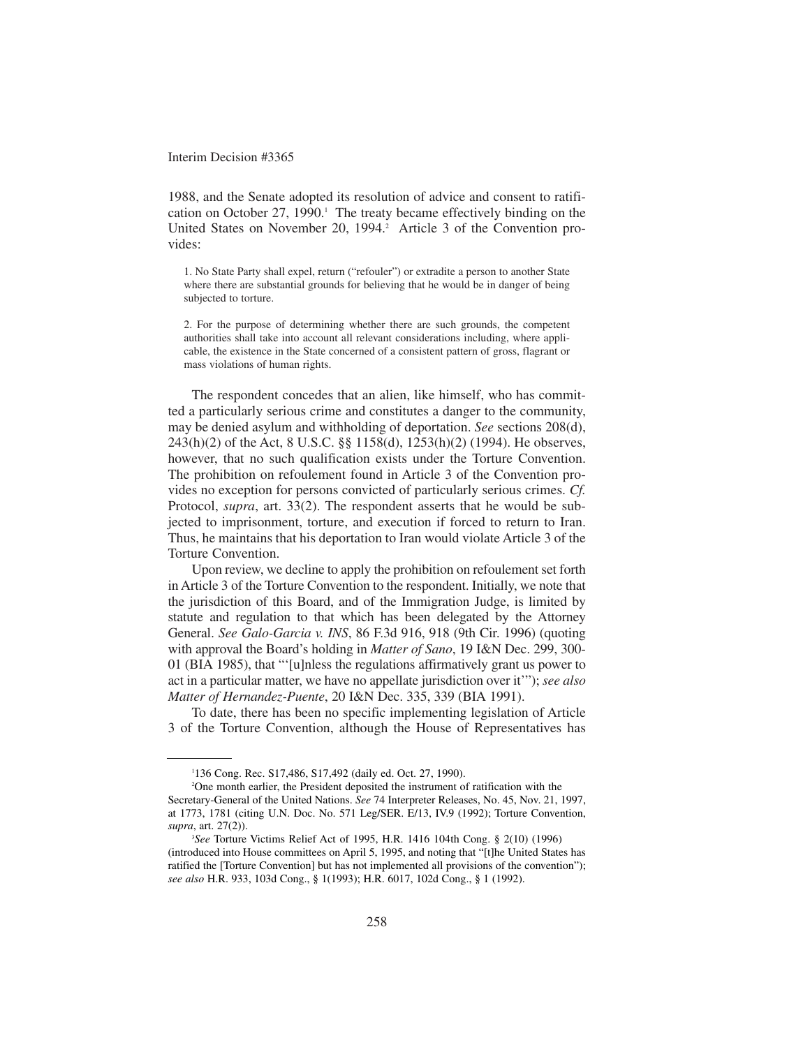1988, and the Senate adopted its resolution of advice and consent to ratification on October 27, 1990.[1] The treaty became effectively binding on the United States on November 20, 1994.[2] Article 3 of the Convention provides:

> 1. No State Party shall expel, return ("refouler") or extradite a person to another State where there are substantial grounds for believing that he would be in danger of being subjected to torture.
>
> 2. For the purpose of determining whether there are such grounds, the competent authorities shall take into account all relevant considerations including, where applicable, the existence in the State concerned of a consistent pattern of gross, flagrant or mass violations of human rights.

The respondent concedes that an alien, like himself, who has committed a particularly serious crime and constitutes a danger to the community, may be denied asylum and withholding of deportation. *See* sections 208(d), 243(h)(2) of the Act, 8 U.S.C. §§ 1158(d), 1253(h)(2) (1994). He observes, however, that no such qualification exists under the Torture Convention. The prohibition on refoulement found in Article 3 of the Convention provides no exception for persons convicted of particularly serious crimes. *Cf.* Protocol, *supra*, art. 33(2). The respondent asserts that he would be subjected to imprisonment, torture, and execution if forced to return to Iran. Thus, he maintains that his deportation to Iran would violate Article 3 of the Torture Convention.

Upon review, we decline to apply the prohibition on refoulement set forth in Article 3 of the Torture Convention to the respondent. Initially, we note that the jurisdiction of this Board, and of the Immigration Judge, is limited by statute and regulation to that which has been delegated by the Attorney General. *See Galo-Garcia v. INS*, 86 F.3d 916, 918 (9th Cir. 1996) (quoting with approval the Board's holding in *Matter of Sano*, 19 I&N Dec. 299, 300-01 (BIA 1985), that "'[u]nless the regulations affirmatively grant us power to act in a particular matter, we have no appellate jurisdiction over it'"); *see also Matter of Hernandez-Puente*, 20 I&N Dec. 335, 339 (BIA 1991).

To date, there has been no specific implementing legislation of Article 3 of the Torture Convention, although the House of Representatives has

---

[1] 136 Cong. Rec. S17,486, S17,492 (daily ed. Oct. 27, 1990).

[2] One month earlier, the President deposited the instrument of ratification with the Secretary-General of the United Nations. *See* 74 Interpreter Releases, No. 45, Nov. 21, 1997, at 1773, 1781 (citing U.N. Doc. No. 571 Leg/SER. E/13, IV.9 (1992); Torture Convention, *supra*, art. 27(2)).

[3] *See* Torture Victims Relief Act of 1995, H.R. 1416 104th Cong. § 2(10) (1996) (introduced into House committees on April 5, 1995, and noting that "[t]he United States has ratified the [Torture Convention] but has not implemented all provisions of the convention"); *see also* H.R. 933, 103d Cong., § 1(1993); H.R. 6017, 102d Cong., § 1 (1992).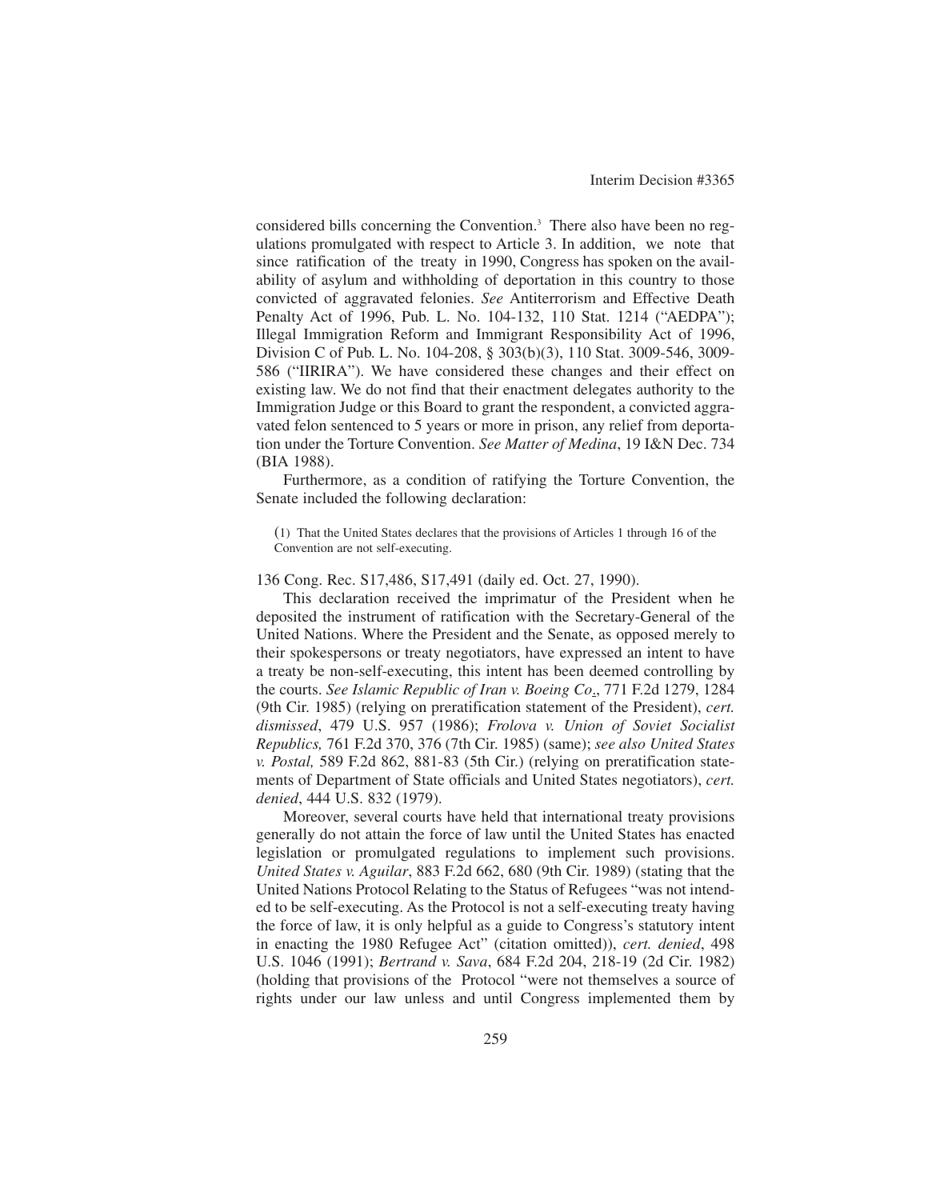considered bills concerning the Convention.[3] There also have been no regulations promulgated with respect to Article 3. In addition, we note that since ratification of the treaty in 1990, Congress has spoken on the availability of asylum and withholding of deportation in this country to those convicted of aggravated felonies. *See* Antiterrorism and Effective Death Penalty Act of 1996, Pub. L. No. 104-132, 110 Stat. 1214 ("AEDPA"); Illegal Immigration Reform and Immigrant Responsibility Act of 1996, Division C of Pub. L. No. 104-208, § 303(b)(3), 110 Stat. 3009-546, 3009-586 ("IIRIRA"). We have considered these changes and their effect on existing law. We do not find that their enactment delegates authority to the Immigration Judge or this Board to grant the respondent, a convicted aggravated felon sentenced to 5 years or more in prison, any relief from deportation under the Torture Convention. *See Matter of Medina*, 19 I&N Dec. 734 (BIA 1988).

Furthermore, as a condition of ratifying the Torture Convention, the Senate included the following declaration:

> (1) That the United States declares that the provisions of Articles 1 through 16 of the Convention are not self-executing.

136 Cong. Rec. S17,486, S17,491 (daily ed. Oct. 27, 1990).

This declaration received the imprimatur of the President when he deposited the instrument of ratification with the Secretary-General of the United Nations. Where the President and the Senate, as opposed merely to their spokespersons or treaty negotiators, have expressed an intent to have a treaty be non-self-executing, this intent has been deemed controlling by the courts. *See Islamic Republic of Iran v. Boeing Co.*, 771 F.2d 1279, 1284 (9th Cir. 1985) (relying on preratification statement of the President), *cert. dismissed*, 479 U.S. 957 (1986); *Frolova v. Union of Soviet Socialist Republics,* 761 F.2d 370, 376 (7th Cir. 1985) (same); *see also United States v. Postal,* 589 F.2d 862, 881-83 (5th Cir.) (relying on preratification statements of Department of State officials and United States negotiators), *cert. denied*, 444 U.S. 832 (1979).

Moreover, several courts have held that international treaty provisions generally do not attain the force of law until the United States has enacted legislation or promulgated regulations to implement such provisions. *United States v. Aguilar*, 883 F.2d 662, 680 (9th Cir. 1989) (stating that the United Nations Protocol Relating to the Status of Refugees "was not intended to be self-executing. As the Protocol is not a self-executing treaty having the force of law, it is only helpful as a guide to Congress's statutory intent in enacting the 1980 Refugee Act" (citation omitted)), *cert. denied*, 498 U.S. 1046 (1991); *Bertrand v. Sava*, 684 F.2d 204, 218-19 (2d Cir. 1982) (holding that provisions of the Protocol "were not themselves a source of rights under our law unless and until Congress implemented them by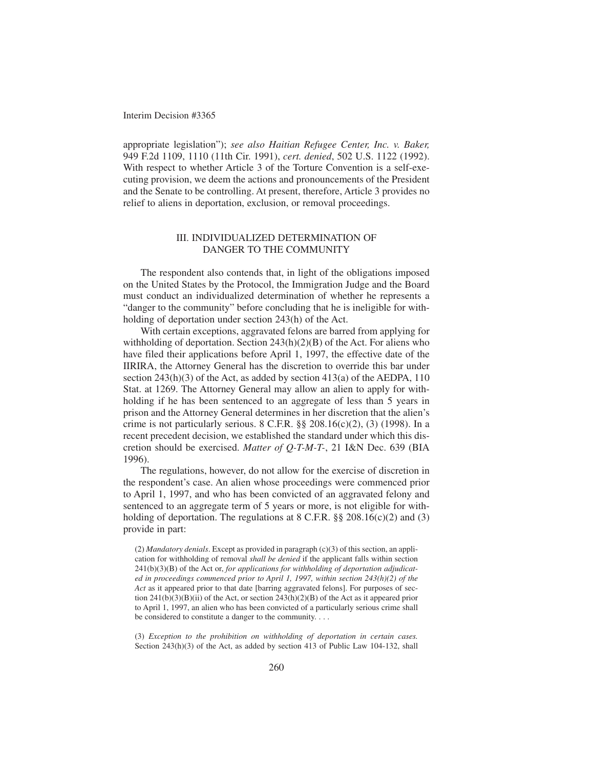appropriate legislation"); *see also Haitian Refugee Center, Inc. v. Baker,* 949 F.2d 1109, 1110 (11th Cir. 1991), *cert. denied*, 502 U.S. 1122 (1992). With respect to whether Article 3 of the Torture Convention is a self-executing provision, we deem the actions and pronouncements of the President and the Senate to be controlling. At present, therefore, Article 3 provides no relief to aliens in deportation, exclusion, or removal proceedings.

## III. INDIVIDUALIZED DETERMINATION OF DANGER TO THE COMMUNITY

The respondent also contends that, in light of the obligations imposed on the United States by the Protocol, the Immigration Judge and the Board must conduct an individualized determination of whether he represents a "danger to the community" before concluding that he is ineligible for withholding of deportation under section 243(h) of the Act.

With certain exceptions, aggravated felons are barred from applying for withholding of deportation. Section 243(h)(2)(B) of the Act. For aliens who have filed their applications before April 1, 1997, the effective date of the IIRIRA, the Attorney General has the discretion to override this bar under section 243(h)(3) of the Act, as added by section 413(a) of the AEDPA, 110 Stat. at 1269. The Attorney General may allow an alien to apply for withholding if he has been sentenced to an aggregate of less than 5 years in prison and the Attorney General determines in her discretion that the alien's crime is not particularly serious. 8 C.F.R. §§ 208.16(c)(2), (3) (1998). In a recent precedent decision, we established the standard under which this discretion should be exercised. *Matter of Q-T-M-T-*, 21 I&N Dec. 639 (BIA 1996).

The regulations, however, do not allow for the exercise of discretion in the respondent's case. An alien whose proceedings were commenced prior to April 1, 1997, and who has been convicted of an aggravated felony and sentenced to an aggregate term of 5 years or more, is not eligible for withholding of deportation. The regulations at 8 C.F.R. §§ 208.16(c)(2) and (3) provide in part:

> (2) *Mandatory denials*. Except as provided in paragraph (c)(3) of this section, an application for withholding of removal *shall be denied* if the applicant falls within section 241(b)(3)(B) of the Act or, *for applications for withholding of deportation adjudicated in proceedings commenced prior to April 1, 1997, within section 243(h)(2) of the Act* as it appeared prior to that date [barring aggravated felons]. For purposes of section 241(b)(3)(B)(ii) of the Act, or section 243(h)(2)(B) of the Act as it appeared prior to April 1, 1997, an alien who has been convicted of a particularly serious crime shall be considered to constitute a danger to the community. . . .
>
> (3) *Exception to the prohibition on withholding of deportation in certain cases.* Section 243(h)(3) of the Act, as added by section 413 of Public Law 104-132, shall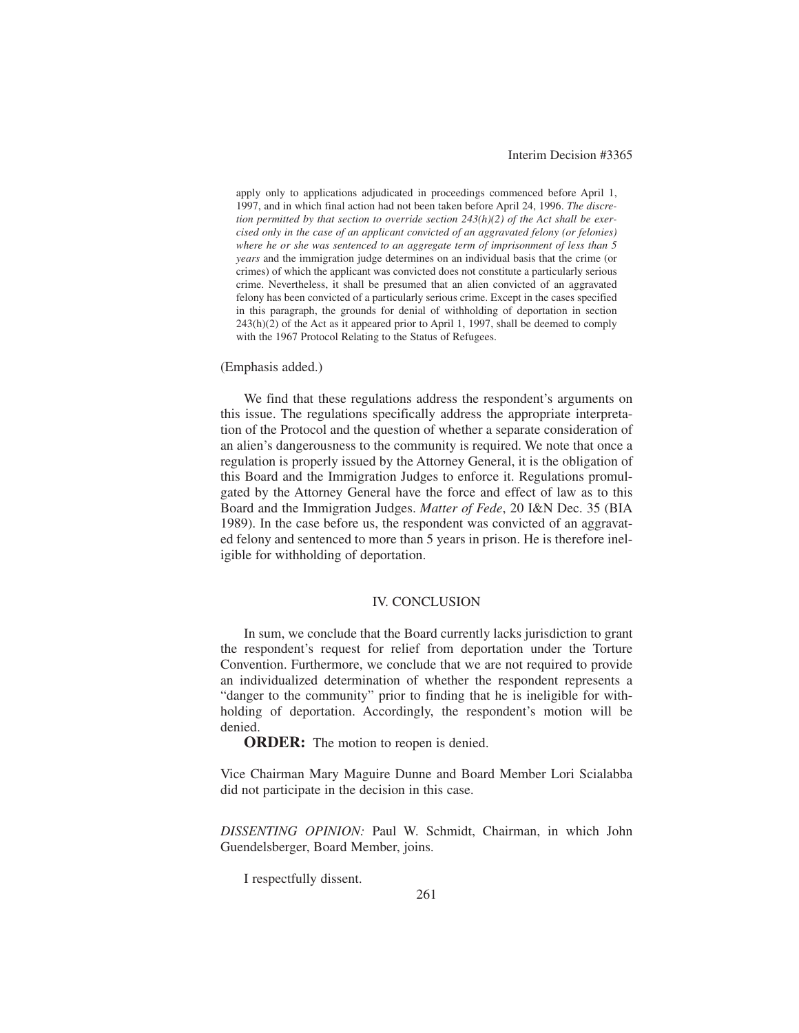apply only to applications adjudicated in proceedings commenced before April 1, 1997, and in which final action had not been taken before April 24, 1996. *The discretion permitted by that section to override section 243(h)(2) of the Act shall be exercised only in the case of an applicant convicted of an aggravated felony (or felonies) where he or she was sentenced to an aggregate term of imprisonment of less than 5 years* and the immigration judge determines on an individual basis that the crime (or crimes) of which the applicant was convicted does not constitute a particularly serious crime. Nevertheless, it shall be presumed that an alien convicted of an aggravated felony has been convicted of a particularly serious crime. Except in the cases specified in this paragraph, the grounds for denial of withholding of deportation in section 243(h)(2) of the Act as it appeared prior to April 1, 1997, shall be deemed to comply with the 1967 Protocol Relating to the Status of Refugees.

(Emphasis added.)

We find that these regulations address the respondent's arguments on this issue. The regulations specifically address the appropriate interpretation of the Protocol and the question of whether a separate consideration of an alien's dangerousness to the community is required. We note that once a regulation is properly issued by the Attorney General, it is the obligation of this Board and the Immigration Judges to enforce it. Regulations promulgated by the Attorney General have the force and effect of law as to this Board and the Immigration Judges. *Matter of Fede*, 20 I&N Dec. 35 (BIA 1989). In the case before us, the respondent was convicted of an aggravated felony and sentenced to more than 5 years in prison. He is therefore ineligible for withholding of deportation.

## IV. CONCLUSION

In sum, we conclude that the Board currently lacks jurisdiction to grant the respondent's request for relief from deportation under the Torture Convention. Furthermore, we conclude that we are not required to provide an individualized determination of whether the respondent represents a "danger to the community" prior to finding that he is ineligible for withholding of deportation. Accordingly, the respondent's motion will be denied.

**ORDER:** The motion to reopen is denied.

Vice Chairman Mary Maguire Dunne and Board Member Lori Scialabba did not participate in the decision in this case.

*DISSENTING OPINION:* Paul W. Schmidt, Chairman, in which John Guendelsberger, Board Member, joins.

I respectfully dissent.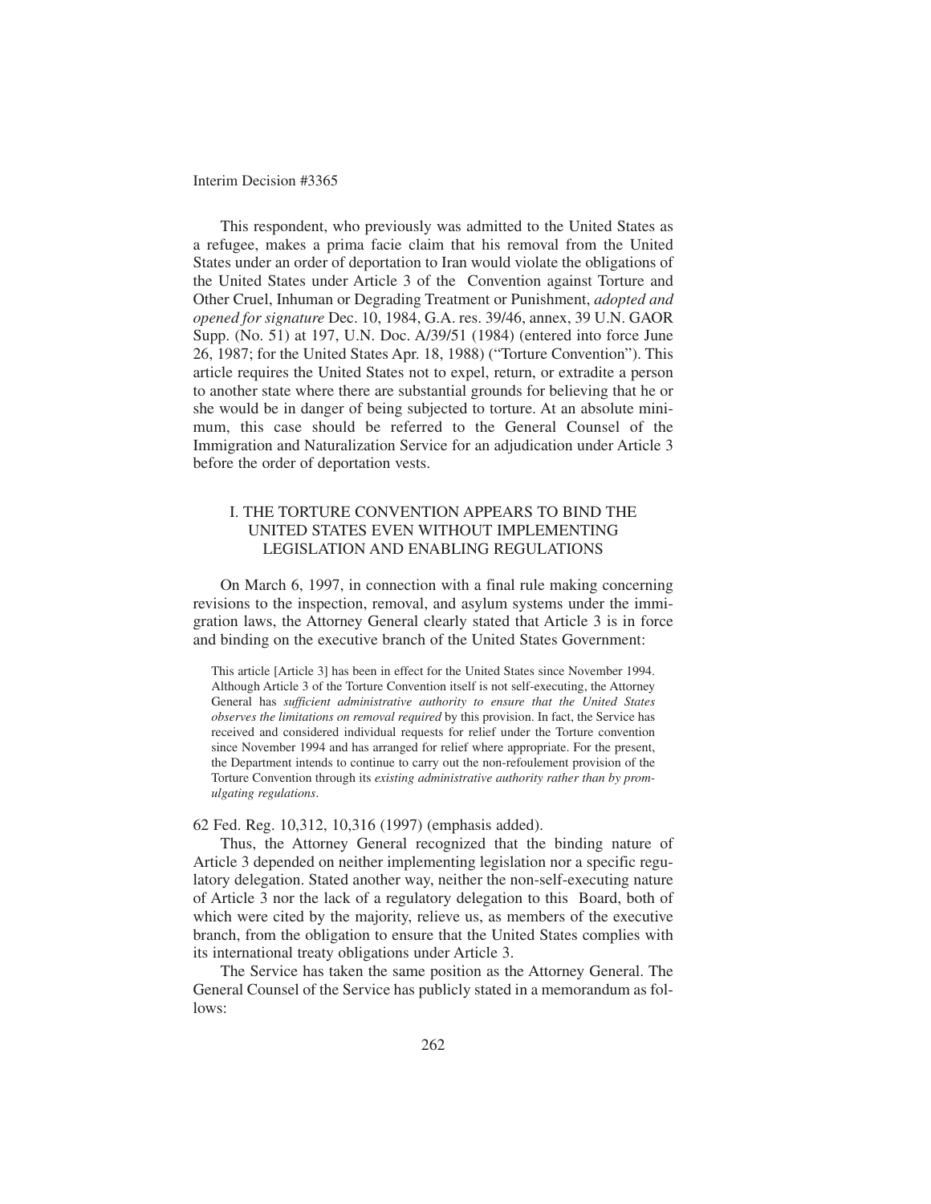This respondent, who previously was admitted to the United States as a refugee, makes a prima facie claim that his removal from the United States under an order of deportation to Iran would violate the obligations of the United States under Article 3 of the Convention against Torture and Other Cruel, Inhuman or Degrading Treatment or Punishment, *adopted and opened for signature* Dec. 10, 1984, G.A. res. 39/46, annex, 39 U.N. GAOR Supp. (No. 51) at 197, U.N. Doc. A/39/51 (1984) (entered into force June 26, 1987; for the United States Apr. 18, 1988) ("Torture Convention"). This article requires the United States not to expel, return, or extradite a person to another state where there are substantial grounds for believing that he or she would be in danger of being subjected to torture. At an absolute minimum, this case should be referred to the General Counsel of the Immigration and Naturalization Service for an adjudication under Article 3 before the order of deportation vests.

## I. THE TORTURE CONVENTION APPEARS TO BIND THE UNITED STATES EVEN WITHOUT IMPLEMENTING LEGISLATION AND ENABLING REGULATIONS

On March 6, 1997, in connection with a final rule making concerning revisions to the inspection, removal, and asylum systems under the immigration laws, the Attorney General clearly stated that Article 3 is in force and binding on the executive branch of the United States Government:

> This article [Article 3] has been in effect for the United States since November 1994. Although Article 3 of the Torture Convention itself is not self-executing, the Attorney General has *sufficient administrative authority to ensure that the United States observes the limitations on removal required* by this provision. In fact, the Service has received and considered individual requests for relief under the Torture convention since November 1994 and has arranged for relief where appropriate. For the present, the Department intends to continue to carry out the non-refoulement provision of the Torture Convention through its *existing administrative authority rather than by promulgating regulations*.

62 Fed. Reg. 10,312, 10,316 (1997) (emphasis added).

Thus, the Attorney General recognized that the binding nature of Article 3 depended on neither implementing legislation nor a specific regulatory delegation. Stated another way, neither the non-self-executing nature of Article 3 nor the lack of a regulatory delegation to this Board, both of which were cited by the majority, relieve us, as members of the executive branch, from the obligation to ensure that the United States complies with its international treaty obligations under Article 3.

The Service has taken the same position as the Attorney General. The General Counsel of the Service has publicly stated in a memorandum as follows: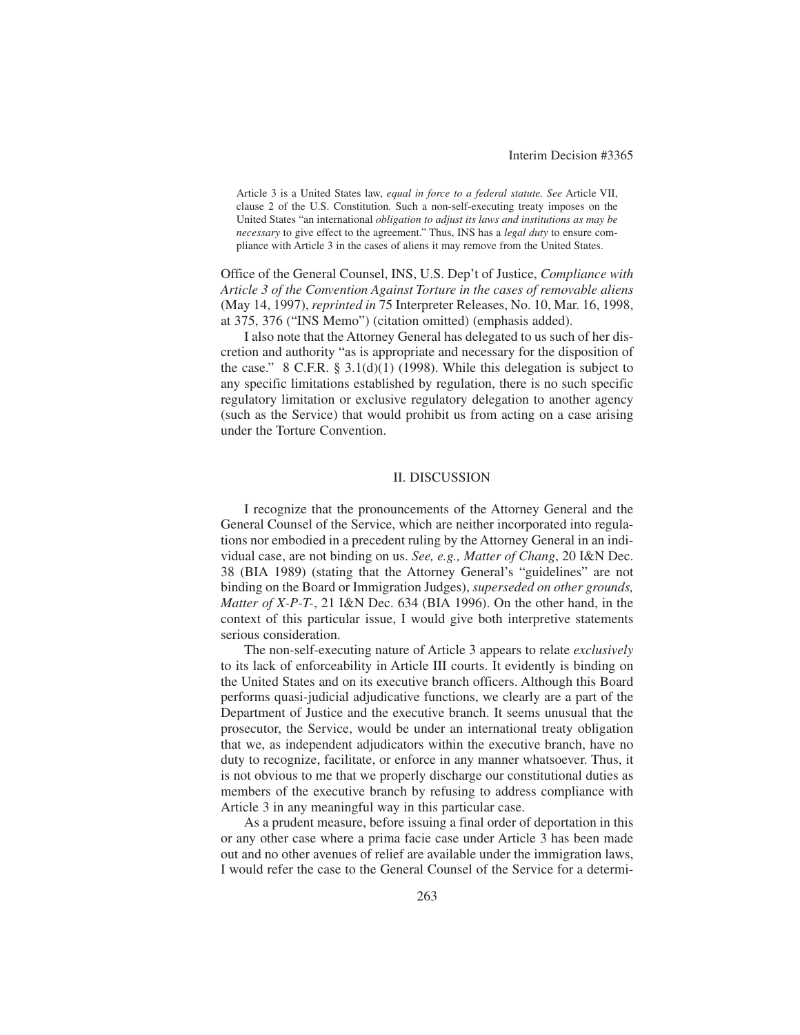> Article 3 is a United States law, *equal in force to a federal statute. See* Article VII, clause 2 of the U.S. Constitution. Such a non-self-executing treaty imposes on the United States "an international *obligation to adjust its laws and institutions as may be necessary* to give effect to the agreement." Thus, INS has a *legal duty* to ensure compliance with Article 3 in the cases of aliens it may remove from the United States.

Office of the General Counsel, INS, U.S. Dep't of Justice, *Compliance with Article 3 of the Convention Against Torture in the cases of removable aliens* (May 14, 1997), *reprinted in* 75 Interpreter Releases, No. 10, Mar. 16, 1998, at 375, 376 ("INS Memo") (citation omitted) (emphasis added).

I also note that the Attorney General has delegated to us such of her discretion and authority "as is appropriate and necessary for the disposition of the case." 8 C.F.R. § 3.1(d)(1) (1998). While this delegation is subject to any specific limitations established by regulation, there is no such specific regulatory limitation or exclusive regulatory delegation to another agency (such as the Service) that would prohibit us from acting on a case arising under the Torture Convention.

## II. DISCUSSION

I recognize that the pronouncements of the Attorney General and the General Counsel of the Service, which are neither incorporated into regulations nor embodied in a precedent ruling by the Attorney General in an individual case, are not binding on us. *See, e.g., Matter of Chang*, 20 I&N Dec. 38 (BIA 1989) (stating that the Attorney General's "guidelines" are not binding on the Board or Immigration Judges), *superseded on other grounds, Matter of X-P-T-*, 21 I&N Dec. 634 (BIA 1996). On the other hand, in the context of this particular issue, I would give both interpretive statements serious consideration.

The non-self-executing nature of Article 3 appears to relate *exclusively* to its lack of enforceability in Article III courts. It evidently is binding on the United States and on its executive branch officers. Although this Board performs quasi-judicial adjudicative functions, we clearly are a part of the Department of Justice and the executive branch. It seems unusual that the prosecutor, the Service, would be under an international treaty obligation that we, as independent adjudicators within the executive branch, have no duty to recognize, facilitate, or enforce in any manner whatsoever. Thus, it is not obvious to me that we properly discharge our constitutional duties as members of the executive branch by refusing to address compliance with Article 3 in any meaningful way in this particular case.

As a prudent measure, before issuing a final order of deportation in this or any other case where a prima facie case under Article 3 has been made out and no other avenues of relief are available under the immigration laws, I would refer the case to the General Counsel of the Service for a determi-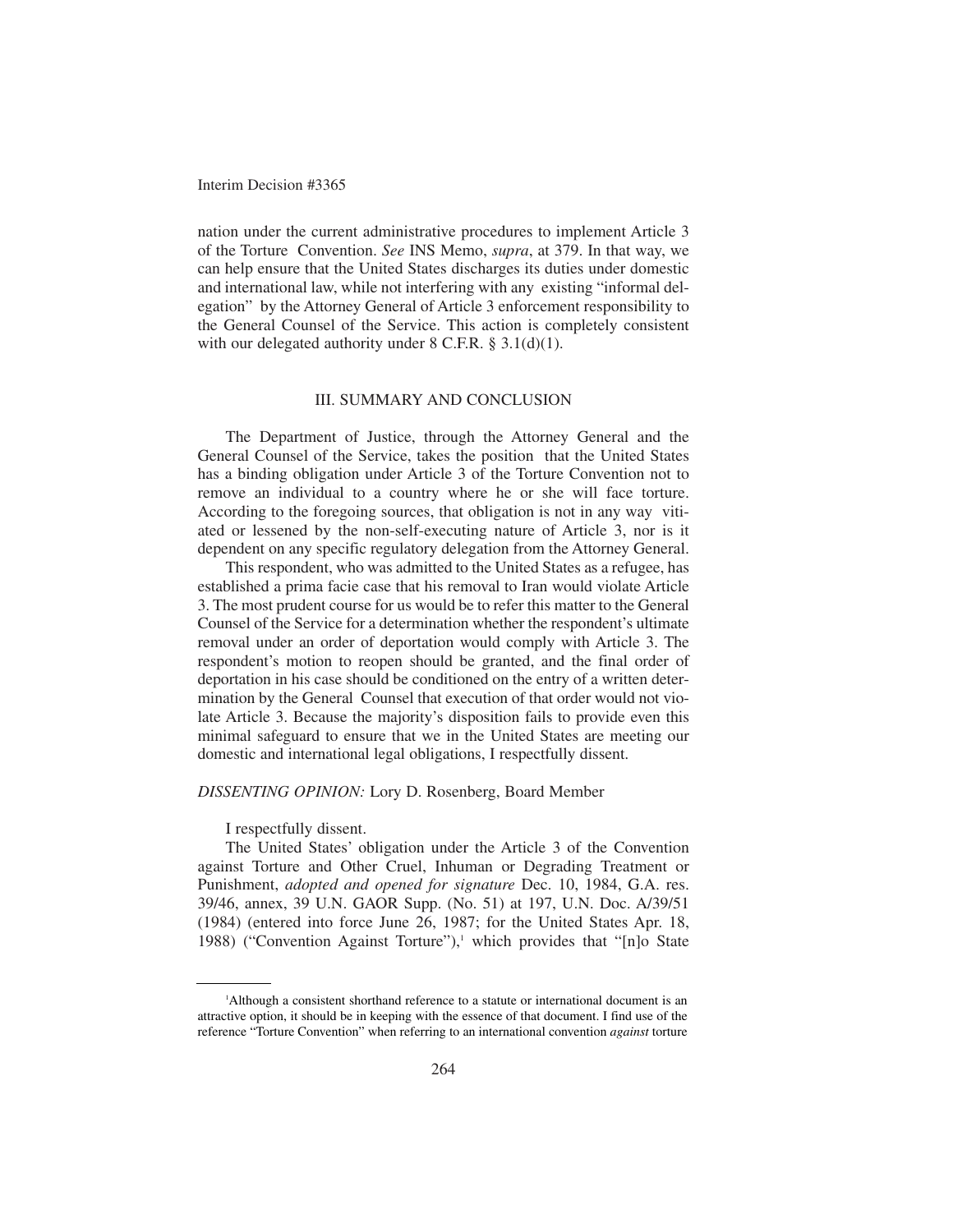nation under the current administrative procedures to implement Article 3 of the Torture Convention. *See* INS Memo, *supra*, at 379. In that way, we can help ensure that the United States discharges its duties under domestic and international law, while not interfering with any existing "informal delegation" by the Attorney General of Article 3 enforcement responsibility to the General Counsel of the Service. This action is completely consistent with our delegated authority under 8 C.F.R. § 3.1(d)(1).

## III. SUMMARY AND CONCLUSION

The Department of Justice, through the Attorney General and the General Counsel of the Service, takes the position that the United States has a binding obligation under Article 3 of the Torture Convention not to remove an individual to a country where he or she will face torture. According to the foregoing sources, that obligation is not in any way vitiated or lessened by the non-self-executing nature of Article 3, nor is it dependent on any specific regulatory delegation from the Attorney General.

This respondent, who was admitted to the United States as a refugee, has established a prima facie case that his removal to Iran would violate Article 3. The most prudent course for us would be to refer this matter to the General Counsel of the Service for a determination whether the respondent's ultimate removal under an order of deportation would comply with Article 3. The respondent's motion to reopen should be granted, and the final order of deportation in his case should be conditioned on the entry of a written determination by the General Counsel that execution of that order would not violate Article 3. Because the majority's disposition fails to provide even this minimal safeguard to ensure that we in the United States are meeting our domestic and international legal obligations, I respectfully dissent.

*DISSENTING OPINION:* Lory D. Rosenberg, Board Member

I respectfully dissent.

The United States' obligation under the Article 3 of the Convention against Torture and Other Cruel, Inhuman or Degrading Treatment or Punishment, *adopted and opened for signature* Dec. 10, 1984, G.A. res. 39/46, annex, 39 U.N. GAOR Supp. (No. 51) at 197, U.N. Doc. A/39/51 (1984) (entered into force June 26, 1987; for the United States Apr. 18, 1988) ("Convention Against Torture"),[1] which provides that "[n]o State

---

[1] Although a consistent shorthand reference to a statute or international document is an attractive option, it should be in keeping with the essence of that document. I find use of the reference "Torture Convention" when referring to an international convention *against* torture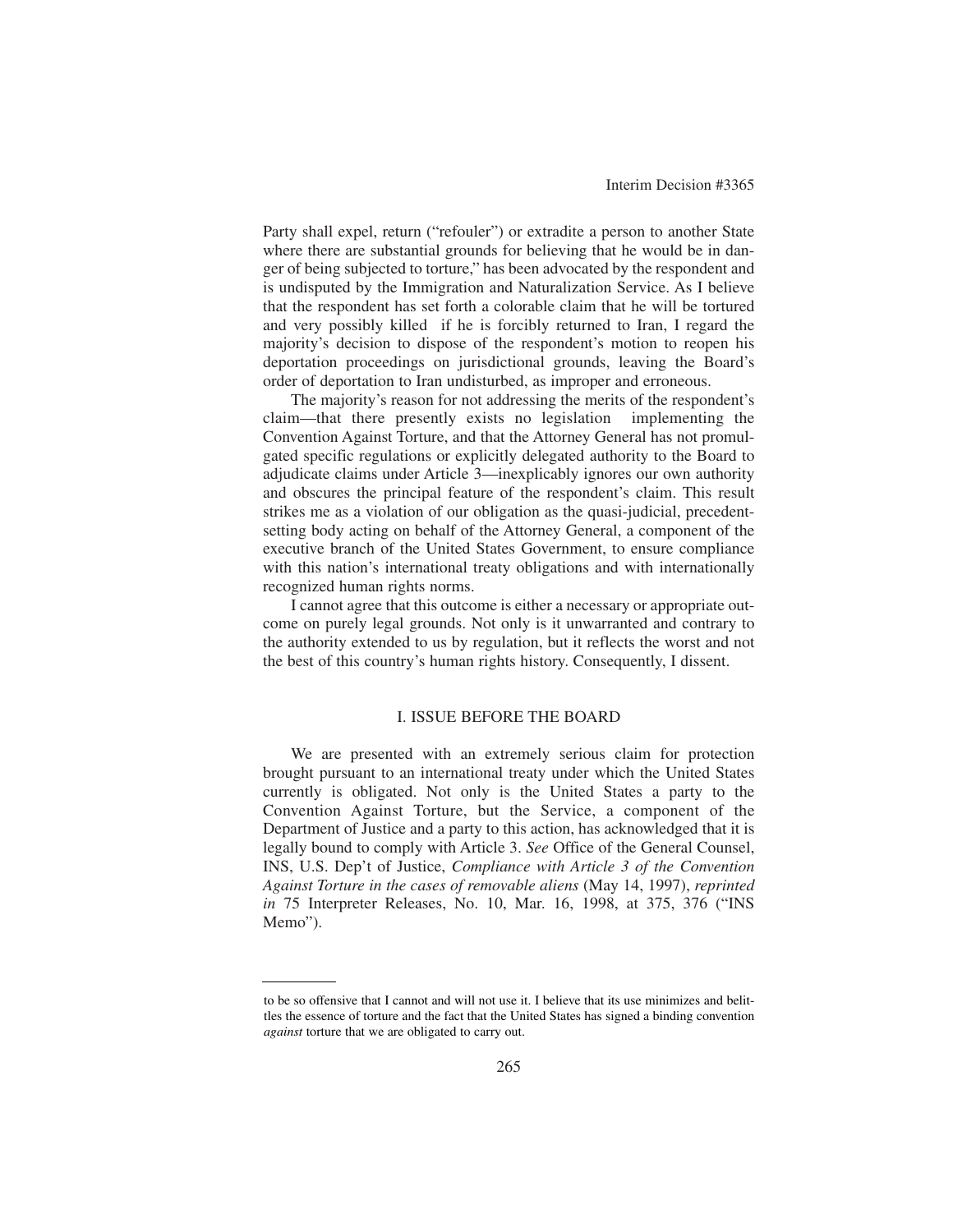Party shall expel, return ("refouler") or extradite a person to another State where there are substantial grounds for believing that he would be in danger of being subjected to torture," has been advocated by the respondent and is undisputed by the Immigration and Naturalization Service. As I believe that the respondent has set forth a colorable claim that he will be tortured and very possibly killed if he is forcibly returned to Iran, I regard the majority's decision to dispose of the respondent's motion to reopen his deportation proceedings on jurisdictional grounds, leaving the Board's order of deportation to Iran undisturbed, as improper and erroneous.

The majority's reason for not addressing the merits of the respondent's claim—that there presently exists no legislation implementing the Convention Against Torture, and that the Attorney General has not promulgated specific regulations or explicitly delegated authority to the Board to adjudicate claims under Article 3—inexplicably ignores our own authority and obscures the principal feature of the respondent's claim. This result strikes me as a violation of our obligation as the quasi-judicial, precedent-setting body acting on behalf of the Attorney General, a component of the executive branch of the United States Government, to ensure compliance with this nation's international treaty obligations and with internationally recognized human rights norms.

I cannot agree that this outcome is either a necessary or appropriate outcome on purely legal grounds. Not only is it unwarranted and contrary to the authority extended to us by regulation, but it reflects the worst and not the best of this country's human rights history. Consequently, I dissent.

## I. ISSUE BEFORE THE BOARD

We are presented with an extremely serious claim for protection brought pursuant to an international treaty under which the United States currently is obligated. Not only is the United States a party to the Convention Against Torture, but the Service, a component of the Department of Justice and a party to this action, has acknowledged that it is legally bound to comply with Article 3. *See* Office of the General Counsel, INS, U.S. Dep't of Justice, *Compliance with Article 3 of the Convention Against Torture in the cases of removable aliens* (May 14, 1997), *reprinted in* 75 Interpreter Releases, No. 10, Mar. 16, 1998, at 375, 376 ("INS Memo").

---

to be so offensive that I cannot and will not use it. I believe that its use minimizes and belittles the essence of torture and the fact that the United States has signed a binding convention *against* torture that we are obligated to carry out.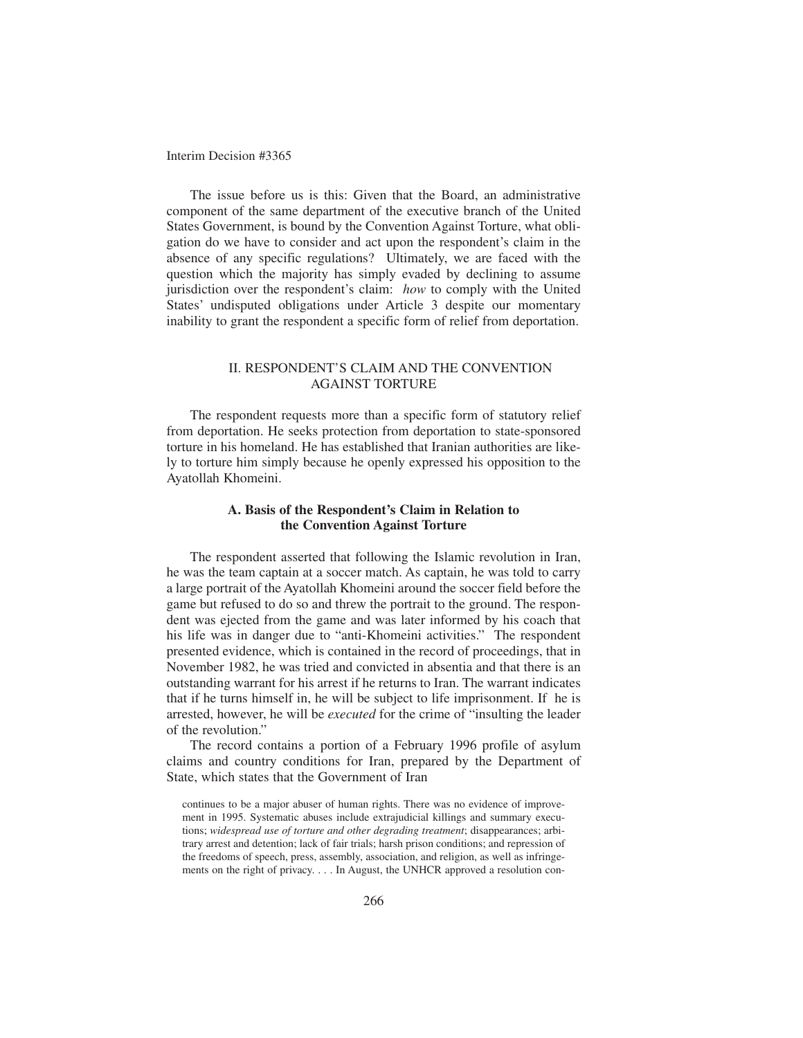The issue before us is this: Given that the Board, an administrative component of the same department of the executive branch of the United States Government, is bound by the Convention Against Torture, what obligation do we have to consider and act upon the respondent's claim in the absence of any specific regulations? Ultimately, we are faced with the question which the majority has simply evaded by declining to assume jurisdiction over the respondent's claim: *how* to comply with the United States' undisputed obligations under Article 3 despite our momentary inability to grant the respondent a specific form of relief from deportation.

## II. RESPONDENT'S CLAIM AND THE CONVENTION AGAINST TORTURE

The respondent requests more than a specific form of statutory relief from deportation. He seeks protection from deportation to state-sponsored torture in his homeland. He has established that Iranian authorities are likely to torture him simply because he openly expressed his opposition to the Ayatollah Khomeini.

### A. Basis of the Respondent's Claim in Relation to the Convention Against Torture

The respondent asserted that following the Islamic revolution in Iran, he was the team captain at a soccer match. As captain, he was told to carry a large portrait of the Ayatollah Khomeini around the soccer field before the game but refused to do so and threw the portrait to the ground. The respondent was ejected from the game and was later informed by his coach that his life was in danger due to "anti-Khomeini activities." The respondent presented evidence, which is contained in the record of proceedings, that in November 1982, he was tried and convicted in absentia and that there is an outstanding warrant for his arrest if he returns to Iran. The warrant indicates that if he turns himself in, he will be subject to life imprisonment. If he is arrested, however, he will be *executed* for the crime of "insulting the leader of the revolution."

The record contains a portion of a February 1996 profile of asylum claims and country conditions for Iran, prepared by the Department of State, which states that the Government of Iran

> continues to be a major abuser of human rights. There was no evidence of improvement in 1995. Systematic abuses include extrajudicial killings and summary executions; *widespread use of torture and other degrading treatment*; disappearances; arbitrary arrest and detention; lack of fair trials; harsh prison conditions; and repression of the freedoms of speech, press, assembly, association, and religion, as well as infringements on the right of privacy. . . . In August, the UNHCR approved a resolution con-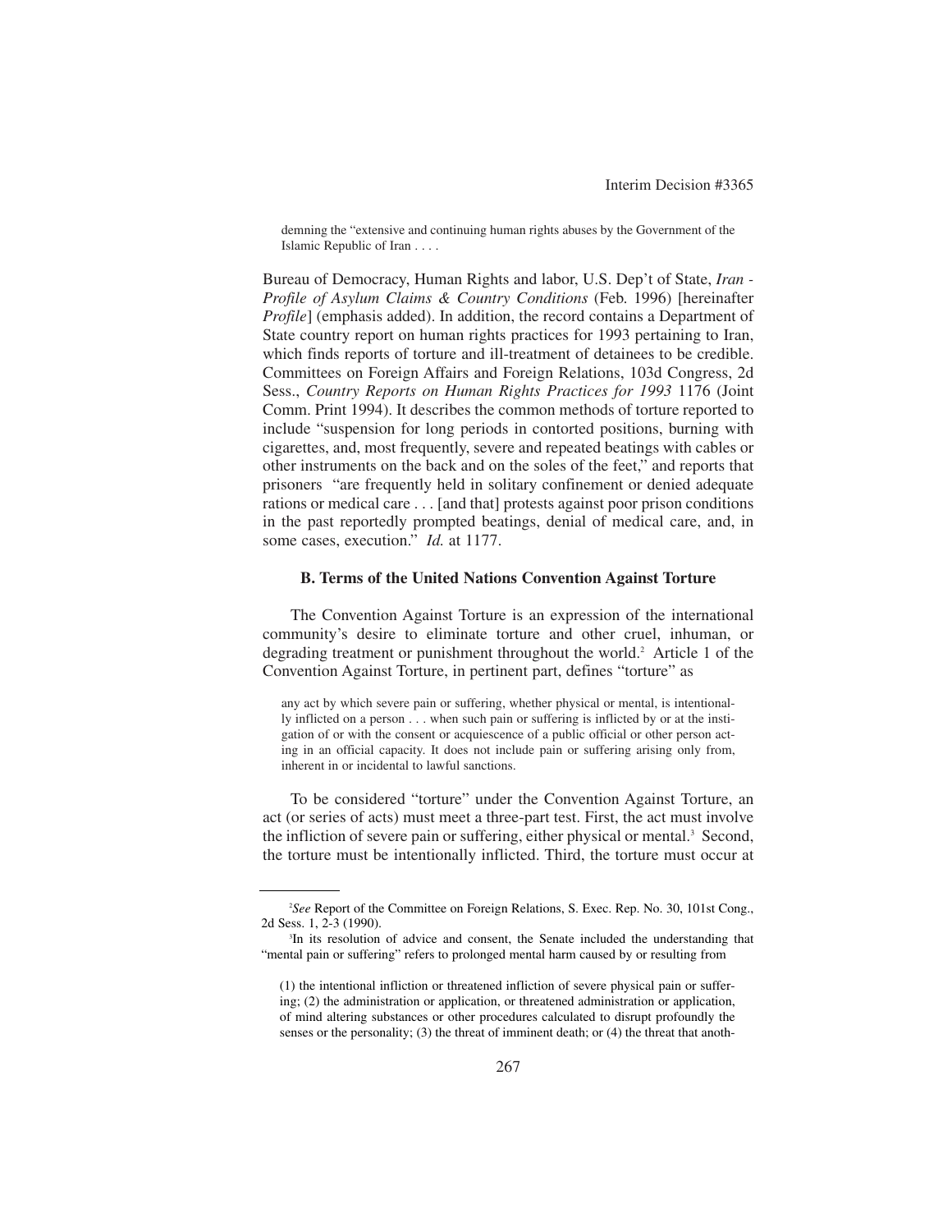> demning the "extensive and continuing human rights abuses by the Government of the Islamic Republic of Iran . . . .

Bureau of Democracy, Human Rights and labor, U.S. Dep't of State, *Iran - Profile of Asylum Claims & Country Conditions* (Feb. 1996) [hereinafter *Profile*] (emphasis added). In addition, the record contains a Department of State country report on human rights practices for 1993 pertaining to Iran, which finds reports of torture and ill-treatment of detainees to be credible. Committees on Foreign Affairs and Foreign Relations, 103d Congress, 2d Sess., *Country Reports on Human Rights Practices for 1993* 1176 (Joint Comm. Print 1994). It describes the common methods of torture reported to include "suspension for long periods in contorted positions, burning with cigarettes, and, most frequently, severe and repeated beatings with cables or other instruments on the back and on the soles of the feet," and reports that prisoners "are frequently held in solitary confinement or denied adequate rations or medical care . . . [and that] protests against poor prison conditions in the past reportedly prompted beatings, denial of medical care, and, in some cases, execution." *Id.* at 1177.

### B. Terms of the United Nations Convention Against Torture

The Convention Against Torture is an expression of the international community's desire to eliminate torture and other cruel, inhuman, or degrading treatment or punishment throughout the world.[2] Article 1 of the Convention Against Torture, in pertinent part, defines "torture" as

> any act by which severe pain or suffering, whether physical or mental, is intentionally inflicted on a person . . . when such pain or suffering is inflicted by or at the instigation of or with the consent or acquiescence of a public official or other person acting in an official capacity. It does not include pain or suffering arising only from, inherent in or incidental to lawful sanctions.

To be considered "torture" under the Convention Against Torture, an act (or series of acts) must meet a three-part test. First, the act must involve the infliction of severe pain or suffering, either physical or mental.[3] Second, the torture must be intentionally inflicted. Third, the torture must occur at

---

[2] *See* Report of the Committee on Foreign Relations, S. Exec. Rep. No. 30, 101st Cong., 2d Sess. 1, 2-3 (1990).

[3] In its resolution of advice and consent, the Senate included the understanding that "mental pain or suffering" refers to prolonged mental harm caused by or resulting from

> (1) the intentional infliction or threatened infliction of severe physical pain or suffering; (2) the administration or application, or threatened administration or application, of mind altering substances or other procedures calculated to disrupt profoundly the senses or the personality; (3) the threat of imminent death; or (4) the threat that anoth-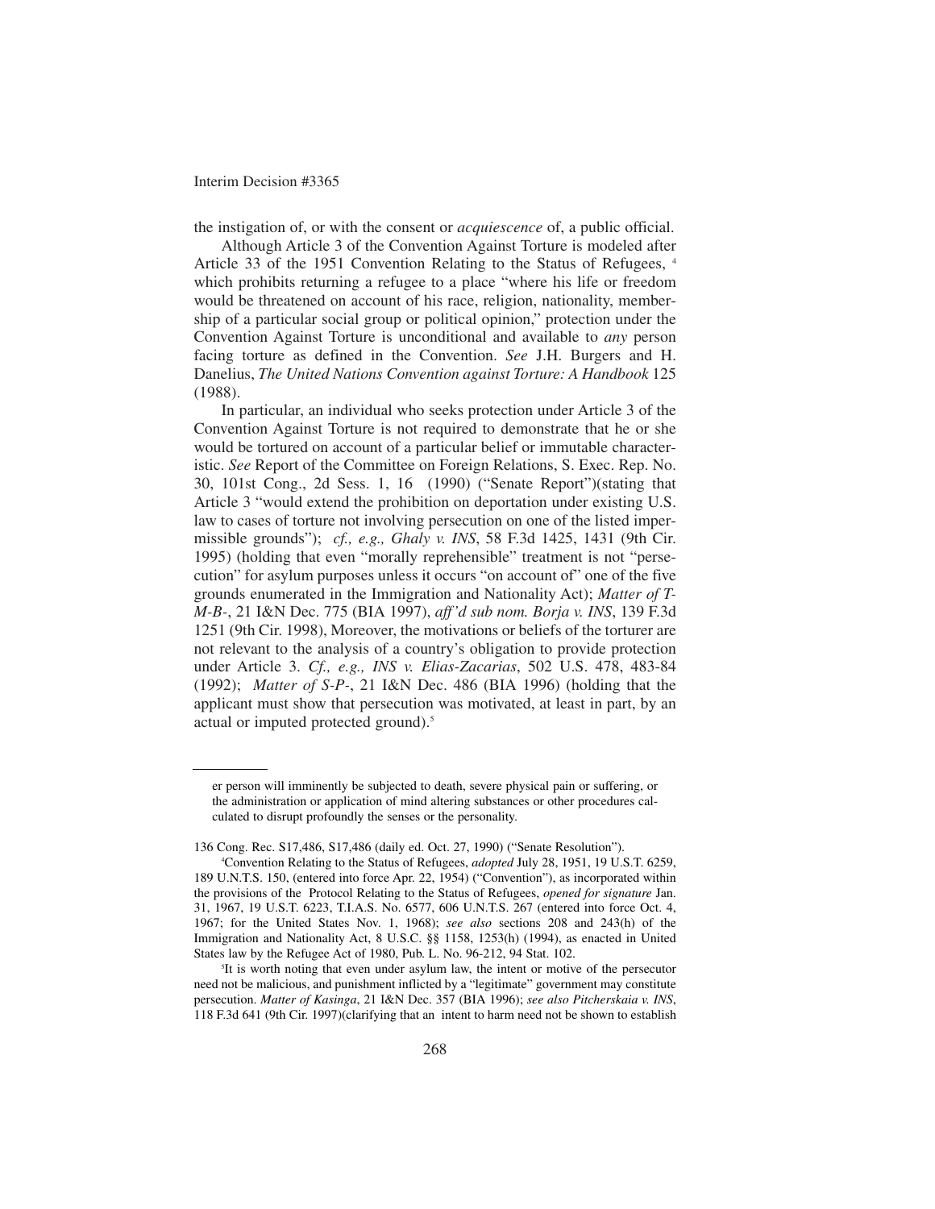the instigation of, or with the consent or *acquiescence* of, a public official.

Although Article 3 of the Convention Against Torture is modeled after Article 33 of the 1951 Convention Relating to the Status of Refugees, [4] which prohibits returning a refugee to a place "where his life or freedom would be threatened on account of his race, religion, nationality, membership of a particular social group or political opinion," protection under the Convention Against Torture is unconditional and available to *any* person facing torture as defined in the Convention. *See* J.H. Burgers and H. Danelius, *The United Nations Convention against Torture: A Handbook* 125 (1988).

In particular, an individual who seeks protection under Article 3 of the Convention Against Torture is not required to demonstrate that he or she would be tortured on account of a particular belief or immutable characteristic. *See* Report of the Committee on Foreign Relations, S. Exec. Rep. No. 30, 101st Cong., 2d Sess. 1, 16 (1990) ("Senate Report")(stating that Article 3 "would extend the prohibition on deportation under existing U.S. law to cases of torture not involving persecution on one of the listed impermissible grounds"); *cf., e.g., Ghaly v. INS*, 58 F.3d 1425, 1431 (9th Cir. 1995) (holding that even "morally reprehensible" treatment is not "persecution" for asylum purposes unless it occurs "on account of" one of the five grounds enumerated in the Immigration and Nationality Act); *Matter of T-M-B-*, 21 I&N Dec. 775 (BIA 1997), *aff'd sub nom. Borja v. INS*, 139 F.3d 1251 (9th Cir. 1998), Moreover, the motivations or beliefs of the torturer are not relevant to the analysis of a country's obligation to provide protection under Article 3. *Cf., e.g., INS v. Elias-Zacarias*, 502 U.S. 478, 483-84 (1992); *Matter of S-P-*, 21 I&N Dec. 486 (BIA 1996) (holding that the applicant must show that persecution was motivated, at least in part, by an actual or imputed protected ground).[5]

---

er person will imminently be subjected to death, severe physical pain or suffering, or the administration or application of mind altering substances or other procedures calculated to disrupt profoundly the senses or the personality.

136 Cong. Rec. S17,486, S17,486 (daily ed. Oct. 27, 1990) ("Senate Resolution").

[4]Convention Relating to the Status of Refugees, *adopted* July 28, 1951, 19 U.S.T. 6259, 189 U.N.T.S. 150, (entered into force Apr. 22, 1954) ("Convention"), as incorporated within the provisions of the Protocol Relating to the Status of Refugees, *opened for signature* Jan. 31, 1967, 19 U.S.T. 6223, T.I.A.S. No. 6577, 606 U.N.T.S. 267 (entered into force Oct. 4, 1967; for the United States Nov. 1, 1968); *see also* sections 208 and 243(h) of the Immigration and Nationality Act, 8 U.S.C. §§ 1158, 1253(h) (1994), as enacted in United States law by the Refugee Act of 1980, Pub. L. No. 96-212, 94 Stat. 102.

[5]It is worth noting that even under asylum law, the intent or motive of the persecutor need not be malicious, and punishment inflicted by a "legitimate" government may constitute persecution. *Matter of Kasinga*, 21 I&N Dec. 357 (BIA 1996); *see also Pitcherskaia v. INS*, 118 F.3d 641 (9th Cir. 1997)(clarifying that an intent to harm need not be shown to establish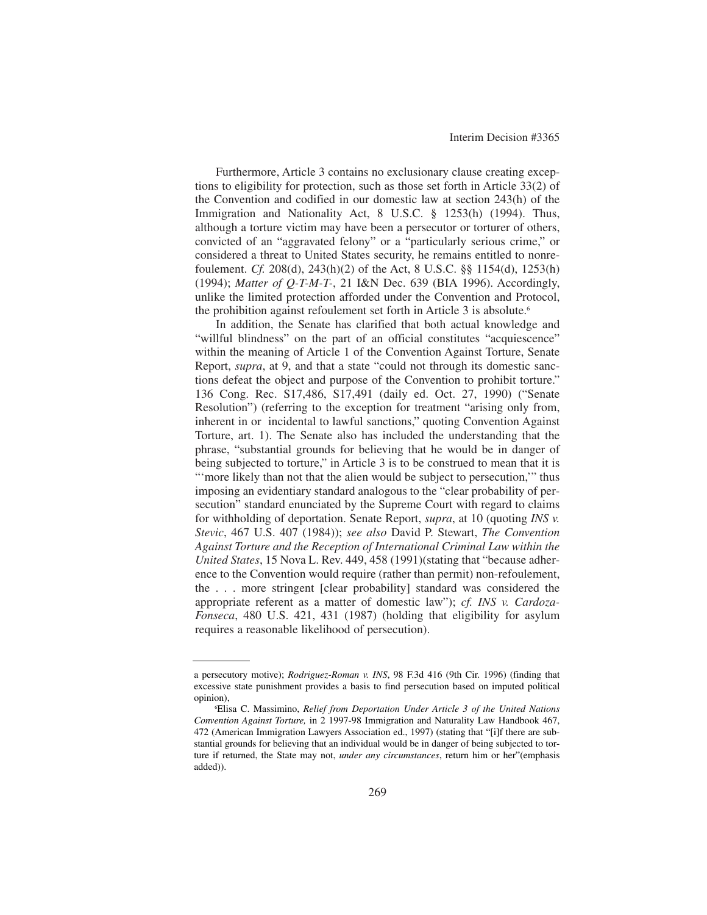Furthermore, Article 3 contains no exclusionary clause creating exceptions to eligibility for protection, such as those set forth in Article 33(2) of the Convention and codified in our domestic law at section 243(h) of the Immigration and Nationality Act, 8 U.S.C. § 1253(h) (1994). Thus, although a torture victim may have been a persecutor or torturer of others, convicted of an "aggravated felony" or a "particularly serious crime," or considered a threat to United States security, he remains entitled to nonrefoulement. *Cf.* 208(d), 243(h)(2) of the Act, 8 U.S.C. §§ 1154(d), 1253(h) (1994); *Matter of Q-T-M-T-*, 21 I&N Dec. 639 (BIA 1996). Accordingly, unlike the limited protection afforded under the Convention and Protocol, the prohibition against refoulement set forth in Article 3 is absolute.[6]

In addition, the Senate has clarified that both actual knowledge and "willful blindness" on the part of an official constitutes "acquiescence" within the meaning of Article 1 of the Convention Against Torture, Senate Report, *supra*, at 9, and that a state "could not through its domestic sanctions defeat the object and purpose of the Convention to prohibit torture." 136 Cong. Rec. S17,486, S17,491 (daily ed. Oct. 27, 1990) ("Senate Resolution") (referring to the exception for treatment "arising only from, inherent in or incidental to lawful sanctions," quoting Convention Against Torture, art. 1). The Senate also has included the understanding that the phrase, "substantial grounds for believing that he would be in danger of being subjected to torture," in Article 3 is to be construed to mean that it is "'more likely than not that the alien would be subject to persecution,'" thus imposing an evidentiary standard analogous to the "clear probability of persecution" standard enunciated by the Supreme Court with regard to claims for withholding of deportation. Senate Report, *supra*, at 10 (quoting *INS v. Stevic*, 467 U.S. 407 (1984)); *see also* David P. Stewart, *The Convention Against Torture and the Reception of International Criminal Law within the United States*, 15 Nova L. Rev. 449, 458 (1991)(stating that "because adherence to the Convention would require (rather than permit) non-refoulement, the . . . more stringent [clear probability] standard was considered the appropriate referent as a matter of domestic law"); *cf. INS v. Cardoza-Fonseca*, 480 U.S. 421, 431 (1987) (holding that eligibility for asylum requires a reasonable likelihood of persecution).

---

a persecutory motive); *Rodriguez-Roman v. INS*, 98 F.3d 416 (9th Cir. 1996) (finding that excessive state punishment provides a basis to find persecution based on imputed political opinion),

[6] Elisa C. Massimino, *Relief from Deportation Under Article 3 of the United Nations Convention Against Torture,* in 2 1997-98 Immigration and Naturality Law Handbook 467, 472 (American Immigration Lawyers Association ed., 1997) (stating that "[i]f there are substantial grounds for believing that an individual would be in danger of being subjected to torture if returned, the State may not, *under any circumstances*, return him or her"(emphasis added)).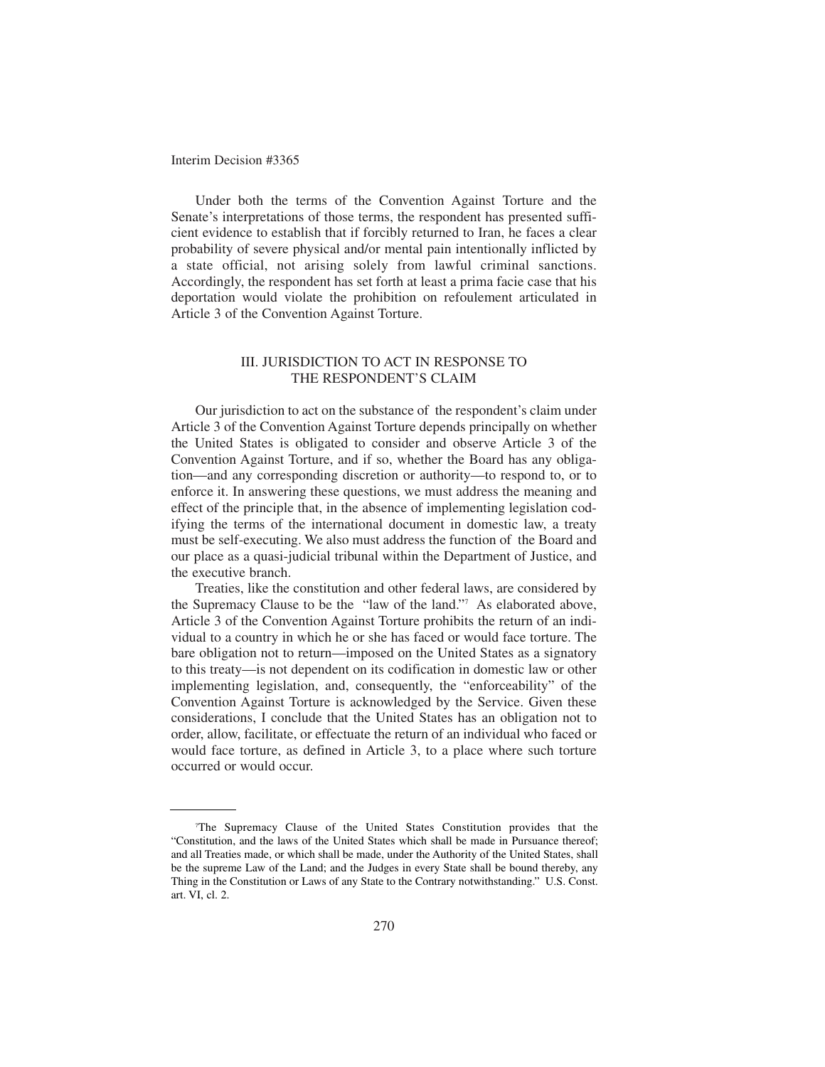Under both the terms of the Convention Against Torture and the Senate's interpretations of those terms, the respondent has presented sufficient evidence to establish that if forcibly returned to Iran, he faces a clear probability of severe physical and/or mental pain intentionally inflicted by a state official, not arising solely from lawful criminal sanctions. Accordingly, the respondent has set forth at least a prima facie case that his deportation would violate the prohibition on refoulement articulated in Article 3 of the Convention Against Torture.

## III. JURISDICTION TO ACT IN RESPONSE TO THE RESPONDENT'S CLAIM

Our jurisdiction to act on the substance of the respondent's claim under Article 3 of the Convention Against Torture depends principally on whether the United States is obligated to consider and observe Article 3 of the Convention Against Torture, and if so, whether the Board has any obligation—and any corresponding discretion or authority—to respond to, or to enforce it. In answering these questions, we must address the meaning and effect of the principle that, in the absence of implementing legislation codifying the terms of the international document in domestic law, a treaty must be self-executing. We also must address the function of the Board and our place as a quasi-judicial tribunal within the Department of Justice, and the executive branch.

Treaties, like the constitution and other federal laws, are considered by the Supremacy Clause to be the "law of the land."[7] As elaborated above, Article 3 of the Convention Against Torture prohibits the return of an individual to a country in which he or she has faced or would face torture. The bare obligation not to return—imposed on the United States as a signatory to this treaty—is not dependent on its codification in domestic law or other implementing legislation, and, consequently, the "enforceability" of the Convention Against Torture is acknowledged by the Service. Given these considerations, I conclude that the United States has an obligation not to order, allow, facilitate, or effectuate the return of an individual who faced or would face torture, as defined in Article 3, to a place where such torture occurred or would occur.

---

[7] The Supremacy Clause of the United States Constitution provides that the "Constitution, and the laws of the United States which shall be made in Pursuance thereof; and all Treaties made, or which shall be made, under the Authority of the United States, shall be the supreme Law of the Land; and the Judges in every State shall be bound thereby, any Thing in the Constitution or Laws of any State to the Contrary notwithstanding." U.S. Const. art. VI, cl. 2.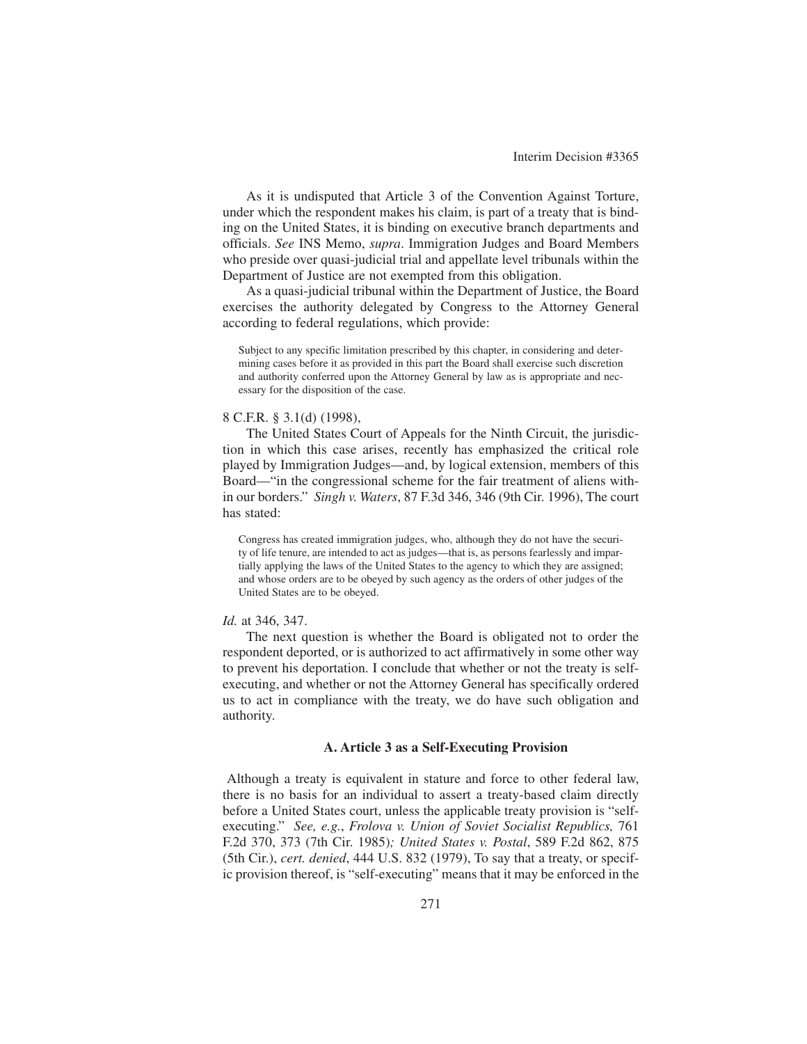As it is undisputed that Article 3 of the Convention Against Torture, under which the respondent makes his claim, is part of a treaty that is binding on the United States, it is binding on executive branch departments and officials. *See* INS Memo, *supra*. Immigration Judges and Board Members who preside over quasi-judicial trial and appellate level tribunals within the Department of Justice are not exempted from this obligation.

As a quasi-judicial tribunal within the Department of Justice, the Board exercises the authority delegated by Congress to the Attorney General according to federal regulations, which provide:

> Subject to any specific limitation prescribed by this chapter, in considering and determining cases before it as provided in this part the Board shall exercise such discretion and authority conferred upon the Attorney General by law as is appropriate and necessary for the disposition of the case.

8 C.F.R. § 3.1(d) (1998),

The United States Court of Appeals for the Ninth Circuit, the jurisdiction in which this case arises, recently has emphasized the critical role played by Immigration Judges—and, by logical extension, members of this Board—"in the congressional scheme for the fair treatment of aliens within our borders." *Singh v. Waters*, 87 F.3d 346, 346 (9th Cir. 1996), The court has stated:

> Congress has created immigration judges, who, although they do not have the security of life tenure, are intended to act as judges—that is, as persons fearlessly and impartially applying the laws of the United States to the agency to which they are assigned; and whose orders are to be obeyed by such agency as the orders of other judges of the United States are to be obeyed.

*Id.* at 346, 347.

The next question is whether the Board is obligated not to order the respondent deported, or is authorized to act affirmatively in some other way to prevent his deportation. I conclude that whether or not the treaty is self-executing, and whether or not the Attorney General has specifically ordered us to act in compliance with the treaty, we do have such obligation and authority.

### A. Article 3 as a Self-Executing Provision

Although a treaty is equivalent in stature and force to other federal law, there is no basis for an individual to assert a treaty-based claim directly before a United States court, unless the applicable treaty provision is "self-executing." *See, e.g.*, *Frolova v. Union of Soviet Socialist Republics,* 761 F.2d 370, 373 (7th Cir. 1985)*; United States v. Postal*, 589 F.2d 862, 875 (5th Cir.), *cert. denied*, 444 U.S. 832 (1979), To say that a treaty, or specific provision thereof, is "self-executing" means that it may be enforced in the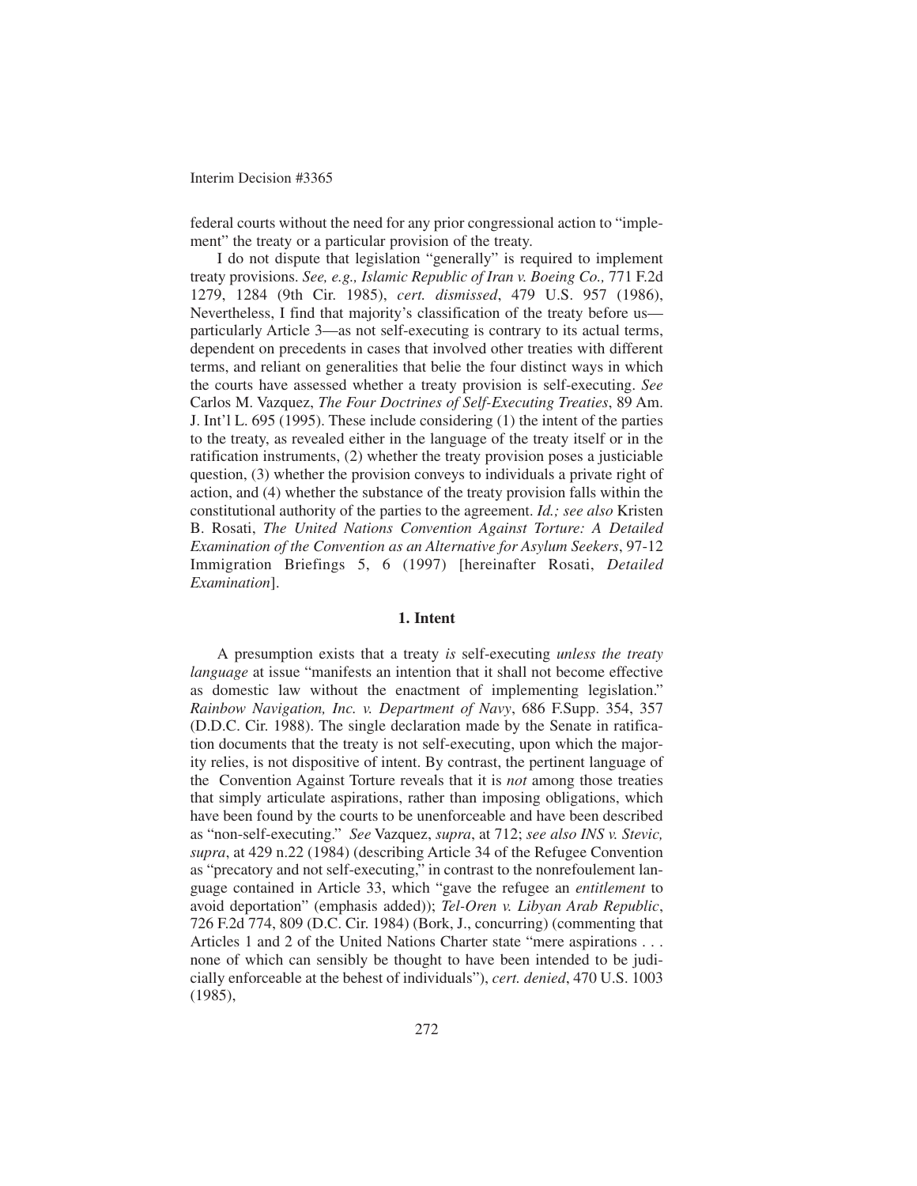federal courts without the need for any prior congressional action to "implement" the treaty or a particular provision of the treaty.

I do not dispute that legislation "generally" is required to implement treaty provisions. *See, e.g., Islamic Republic of Iran v. Boeing Co.,* 771 F.2d 1279, 1284 (9th Cir. 1985), *cert. dismissed*, 479 U.S. 957 (1986), Nevertheless, I find that majority's classification of the treaty before us—particularly Article 3—as not self-executing is contrary to its actual terms, dependent on precedents in cases that involved other treaties with different terms, and reliant on generalities that belie the four distinct ways in which the courts have assessed whether a treaty provision is self-executing. *See* Carlos M. Vazquez, *The Four Doctrines of Self-Executing Treaties*, 89 Am. J. Int'l L. 695 (1995). These include considering (1) the intent of the parties to the treaty, as revealed either in the language of the treaty itself or in the ratification instruments, (2) whether the treaty provision poses a justiciable question, (3) whether the provision conveys to individuals a private right of action, and (4) whether the substance of the treaty provision falls within the constitutional authority of the parties to the agreement. *Id.; see also* Kristen B. Rosati, *The United Nations Convention Against Torture: A Detailed Examination of the Convention as an Alternative for Asylum Seekers*, 97-12 Immigration Briefings 5, 6 (1997) [hereinafter Rosati, *Detailed Examination*].

### 1. Intent

A presumption exists that a treaty *is* self-executing *unless the treaty language* at issue "manifests an intention that it shall not become effective as domestic law without the enactment of implementing legislation." *Rainbow Navigation, Inc. v. Department of Navy*, 686 F.Supp. 354, 357 (D.D.C. Cir. 1988). The single declaration made by the Senate in ratification documents that the treaty is not self-executing, upon which the majority relies, is not dispositive of intent. By contrast, the pertinent language of the Convention Against Torture reveals that it is *not* among those treaties that simply articulate aspirations, rather than imposing obligations, which have been found by the courts to be unenforceable and have been described as "non-self-executing." *See* Vazquez, *supra*, at 712; *see also INS v. Stevic, supra*, at 429 n.22 (1984) (describing Article 34 of the Refugee Convention as "precatory and not self-executing," in contrast to the nonrefoulement language contained in Article 33, which "gave the refugee an *entitlement* to avoid deportation" (emphasis added)); *Tel-Oren v. Libyan Arab Republic*, 726 F.2d 774, 809 (D.C. Cir. 1984) (Bork, J., concurring) (commenting that Articles 1 and 2 of the United Nations Charter state "mere aspirations . . . none of which can sensibly be thought to have been intended to be judicially enforceable at the behest of individuals"), *cert. denied*, 470 U.S. 1003 (1985),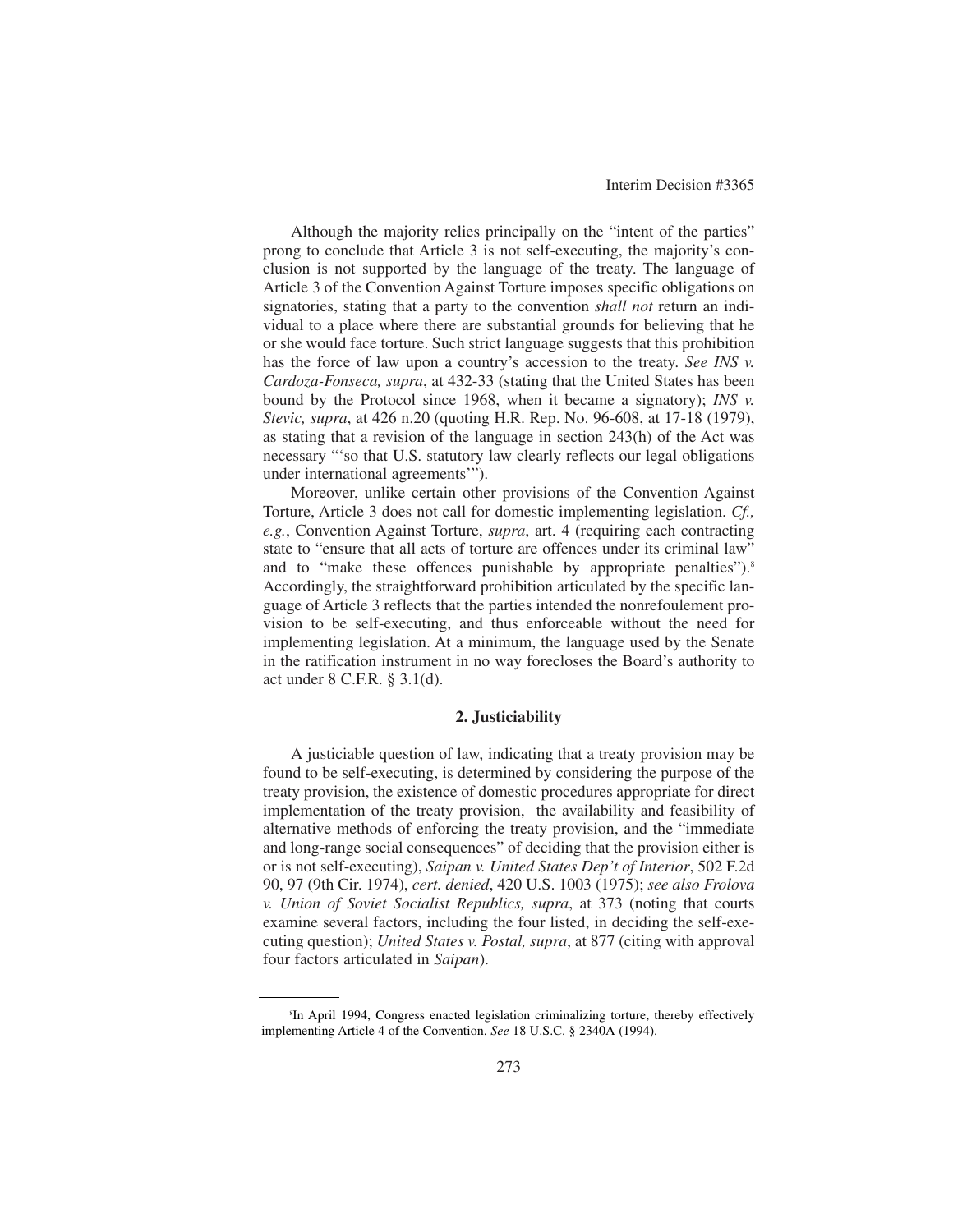Although the majority relies principally on the "intent of the parties" prong to conclude that Article 3 is not self-executing, the majority's conclusion is not supported by the language of the treaty. The language of Article 3 of the Convention Against Torture imposes specific obligations on signatories, stating that a party to the convention *shall not* return an individual to a place where there are substantial grounds for believing that he or she would face torture. Such strict language suggests that this prohibition has the force of law upon a country's accession to the treaty. *See INS v. Cardoza-Fonseca, supra*, at 432-33 (stating that the United States has been bound by the Protocol since 1968, when it became a signatory); *INS v. Stevic, supra*, at 426 n.20 (quoting H.R. Rep. No. 96-608, at 17-18 (1979), as stating that a revision of the language in section 243(h) of the Act was necessary "'so that U.S. statutory law clearly reflects our legal obligations under international agreements'").

Moreover, unlike certain other provisions of the Convention Against Torture, Article 3 does not call for domestic implementing legislation. *Cf., e.g.*, Convention Against Torture, *supra*, art. 4 (requiring each contracting state to "ensure that all acts of torture are offences under its criminal law" and to "make these offences punishable by appropriate penalties").[8] Accordingly, the straightforward prohibition articulated by the specific language of Article 3 reflects that the parties intended the nonrefoulement provision to be self-executing, and thus enforceable without the need for implementing legislation. At a minimum, the language used by the Senate in the ratification instrument in no way forecloses the Board's authority to act under 8 C.F.R. § 3.1(d).

### 2. Justiciability

A justiciable question of law, indicating that a treaty provision may be found to be self-executing, is determined by considering the purpose of the treaty provision, the existence of domestic procedures appropriate for direct implementation of the treaty provision, the availability and feasibility of alternative methods of enforcing the treaty provision, and the "immediate and long-range social consequences" of deciding that the provision either is or is not self-executing), *Saipan v. United States Dep't of Interior*, 502 F.2d 90, 97 (9th Cir. 1974), *cert. denied*, 420 U.S. 1003 (1975); *see also Frolova v. Union of Soviet Socialist Republics, supra*, at 373 (noting that courts examine several factors, including the four listed, in deciding the self-executing question); *United States v. Postal, supra*, at 877 (citing with approval four factors articulated in *Saipan*).

---

[8] In April 1994, Congress enacted legislation criminalizing torture, thereby effectively implementing Article 4 of the Convention. *See* 18 U.S.C. § 2340A (1994).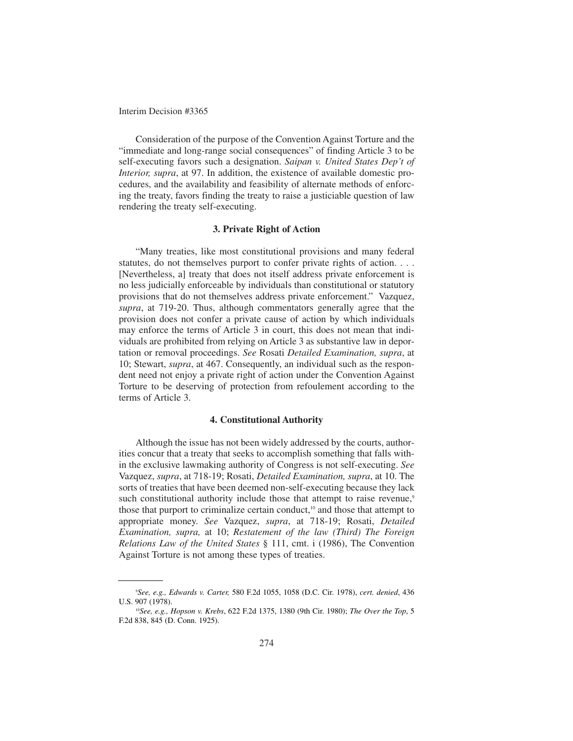Consideration of the purpose of the Convention Against Torture and the "immediate and long-range social consequences" of finding Article 3 to be self-executing favors such a designation. *Saipan v. United States Dep't of Interior, supra*, at 97. In addition, the existence of available domestic procedures, and the availability and feasibility of alternate methods of enforcing the treaty, favors finding the treaty to raise a justiciable question of law rendering the treaty self-executing.

### 3. Private Right of Action

"Many treaties, like most constitutional provisions and many federal statutes, do not themselves purport to confer private rights of action. . . . [Nevertheless, a] treaty that does not itself address private enforcement is no less judicially enforceable by individuals than constitutional or statutory provisions that do not themselves address private enforcement." Vazquez, *supra*, at 719-20. Thus, although commentators generally agree that the provision does not confer a private cause of action by which individuals may enforce the terms of Article 3 in court, this does not mean that individuals are prohibited from relying on Article 3 as substantive law in deportation or removal proceedings. *See* Rosati *Detailed Examination, supra*, at 10; Stewart, *supra*, at 467. Consequently, an individual such as the respondent need not enjoy a private right of action under the Convention Against Torture to be deserving of protection from refoulement according to the terms of Article 3.

### 4. Constitutional Authority

Although the issue has not been widely addressed by the courts, authorities concur that a treaty that seeks to accomplish something that falls within the exclusive lawmaking authority of Congress is not self-executing. *See* Vazquez, *supra*, at 718-19; Rosati, *Detailed Examination, supra*, at 10. The sorts of treaties that have been deemed non-self-executing because they lack such constitutional authority include those that attempt to raise revenue,[9] those that purport to criminalize certain conduct,[10] and those that attempt to appropriate money. *See* Vazquez, *supra*, at 718-19; Rosati, *Detailed Examination, supra,* at 10; *Restatement of the law (Third) The Foreign Relations Law of the United States* § 111, cmt. i (1986), The Convention Against Torture is not among these types of treaties.

---

[9] *See, e.g., Edwards v. Carter,* 580 F.2d 1055, 1058 (D.C. Cir. 1978), *cert. denied*, 436 U.S. 907 (1978).

[10] *See, e.g., Hopson v. Krebs*, 622 F.2d 1375, 1380 (9th Cir. 1980); *The Over the Top*, 5 F.2d 838, 845 (D. Conn. 1925).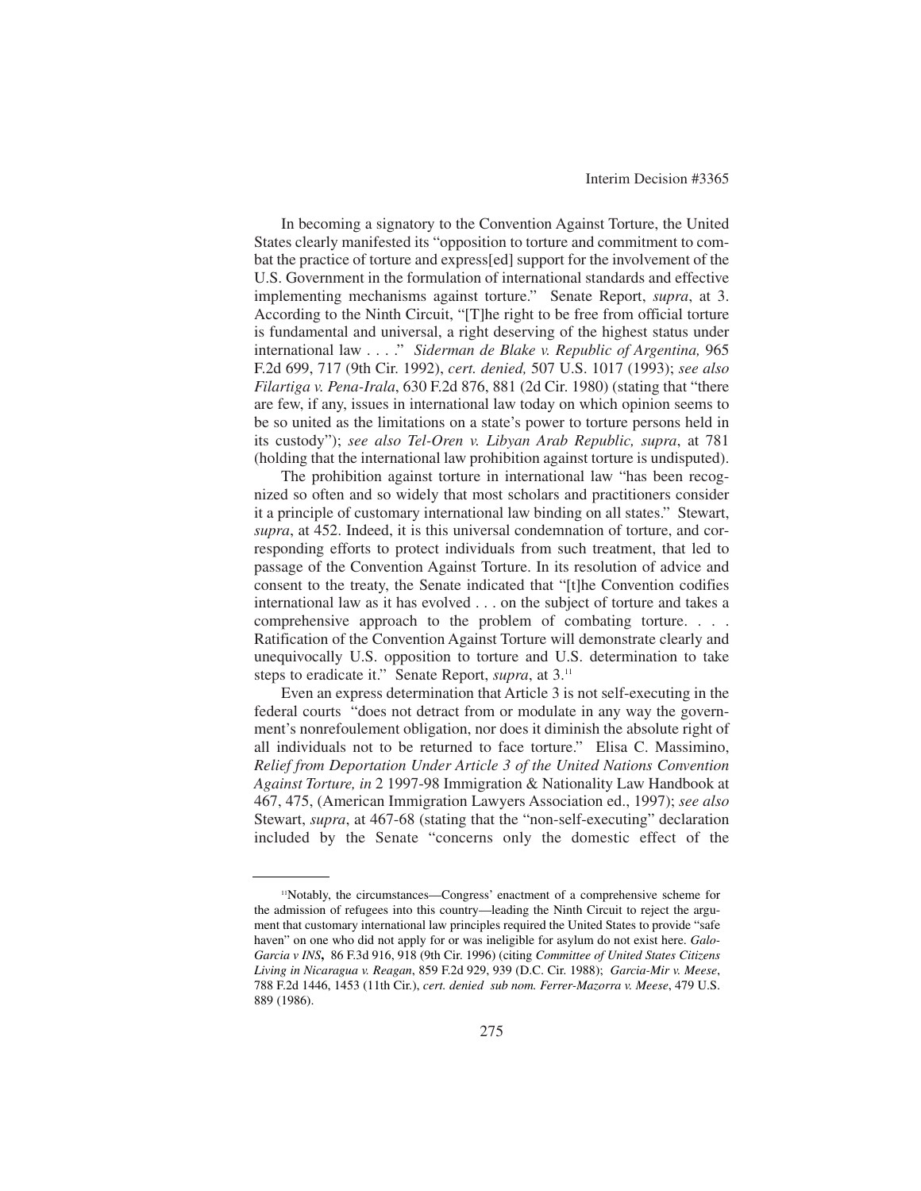In becoming a signatory to the Convention Against Torture, the United States clearly manifested its "opposition to torture and commitment to combat the practice of torture and express[ed] support for the involvement of the U.S. Government in the formulation of international standards and effective implementing mechanisms against torture." Senate Report, *supra*, at 3. According to the Ninth Circuit, "[T]he right to be free from official torture is fundamental and universal, a right deserving of the highest status under international law . . . ." *Siderman de Blake v. Republic of Argentina,* 965 F.2d 699, 717 (9th Cir. 1992), *cert. denied,* 507 U.S. 1017 (1993); *see also Filartiga v. Pena-Irala*, 630 F.2d 876, 881 (2d Cir. 1980) (stating that "there are few, if any, issues in international law today on which opinion seems to be so united as the limitations on a state's power to torture persons held in its custody"); *see also Tel-Oren v. Libyan Arab Republic, supra*, at 781 (holding that the international law prohibition against torture is undisputed).

The prohibition against torture in international law "has been recognized so often and so widely that most scholars and practitioners consider it a principle of customary international law binding on all states." Stewart, *supra*, at 452. Indeed, it is this universal condemnation of torture, and corresponding efforts to protect individuals from such treatment, that led to passage of the Convention Against Torture. In its resolution of advice and consent to the treaty, the Senate indicated that "[t]he Convention codifies international law as it has evolved . . . on the subject of torture and takes a comprehensive approach to the problem of combating torture. . . . Ratification of the Convention Against Torture will demonstrate clearly and unequivocally U.S. opposition to torture and U.S. determination to take steps to eradicate it." Senate Report, *supra*, at 3.[11]

Even an express determination that Article 3 is not self-executing in the federal courts "does not detract from or modulate in any way the government's nonrefoulement obligation, nor does it diminish the absolute right of all individuals not to be returned to face torture." Elisa C. Massimino, *Relief from Deportation Under Article 3 of the United Nations Convention Against Torture, in* 2 1997-98 Immigration & Nationality Law Handbook at 467, 475, (American Immigration Lawyers Association ed., 1997); *see also* Stewart, *supra*, at 467-68 (stating that the "non-self-executing" declaration included by the Senate "concerns only the domestic effect of the

---

[11]Notably, the circumstances—Congress' enactment of a comprehensive scheme for the admission of refugees into this country—leading the Ninth Circuit to reject the argument that customary international law principles required the United States to provide "safe haven" on one who did not apply for or was ineligible for asylum do not exist here. *Galo-Garcia v INS***,** 86 F.3d 916, 918 (9th Cir. 1996) (citing *Committee of United States Citizens Living in Nicaragua v. Reagan*, 859 F.2d 929, 939 (D.C. Cir. 1988); *Garcia-Mir v. Meese*, 788 F.2d 1446, 1453 (11th Cir.), *cert. denied sub nom. Ferrer-Mazorra v. Meese*, 479 U.S. 889 (1986).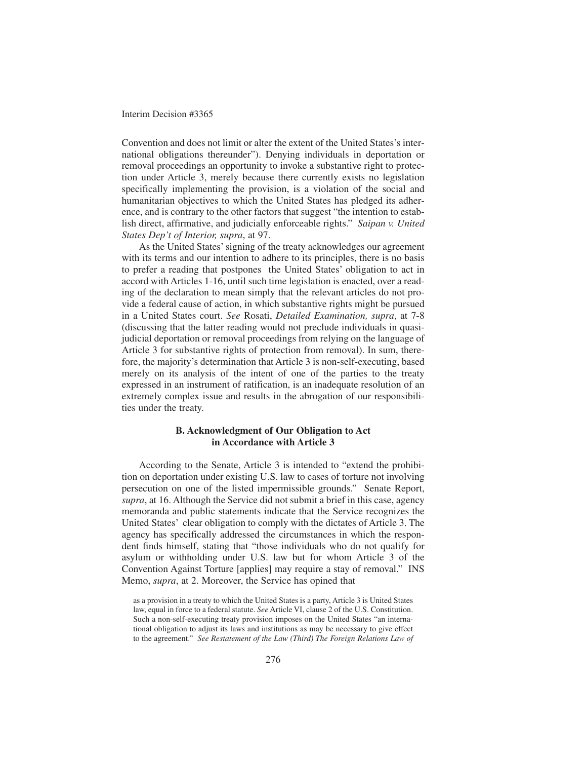Convention and does not limit or alter the extent of the United States's international obligations thereunder"). Denying individuals in deportation or removal proceedings an opportunity to invoke a substantive right to protection under Article 3, merely because there currently exists no legislation specifically implementing the provision, is a violation of the social and humanitarian objectives to which the United States has pledged its adherence, and is contrary to the other factors that suggest "the intention to establish direct, affirmative, and judicially enforceable rights." *Saipan v. United States Dep't of Interior, supra*, at 97.

As the United States' signing of the treaty acknowledges our agreement with its terms and our intention to adhere to its principles, there is no basis to prefer a reading that postpones the United States' obligation to act in accord with Articles 1-16, until such time legislation is enacted, over a reading of the declaration to mean simply that the relevant articles do not provide a federal cause of action, in which substantive rights might be pursued in a United States court. *See* Rosati, *Detailed Examination, supra*, at 7-8 (discussing that the latter reading would not preclude individuals in quasi-judicial deportation or removal proceedings from relying on the language of Article 3 for substantive rights of protection from removal). In sum, therefore, the majority's determination that Article 3 is non-self-executing, based merely on its analysis of the intent of one of the parties to the treaty expressed in an instrument of ratification, is an inadequate resolution of an extremely complex issue and results in the abrogation of our responsibilities under the treaty.

### B. Acknowledgment of Our Obligation to Act in Accordance with Article 3

According to the Senate, Article 3 is intended to "extend the prohibition on deportation under existing U.S. law to cases of torture not involving persecution on one of the listed impermissible grounds." Senate Report, *supra*, at 16. Although the Service did not submit a brief in this case, agency memoranda and public statements indicate that the Service recognizes the United States' clear obligation to comply with the dictates of Article 3. The agency has specifically addressed the circumstances in which the respondent finds himself, stating that "those individuals who do not qualify for asylum or withholding under U.S. law but for whom Article 3 of the Convention Against Torture [applies] may require a stay of removal." INS Memo, *supra*, at 2. Moreover, the Service has opined that

> as a provision in a treaty to which the United States is a party, Article 3 is United States law, equal in force to a federal statute. *See* Article VI, clause 2 of the U.S. Constitution. Such a non-self-executing treaty provision imposes on the United States "an international obligation to adjust its laws and institutions as may be necessary to give effect to the agreement." *See Restatement of the Law (Third) The Foreign Relations Law of*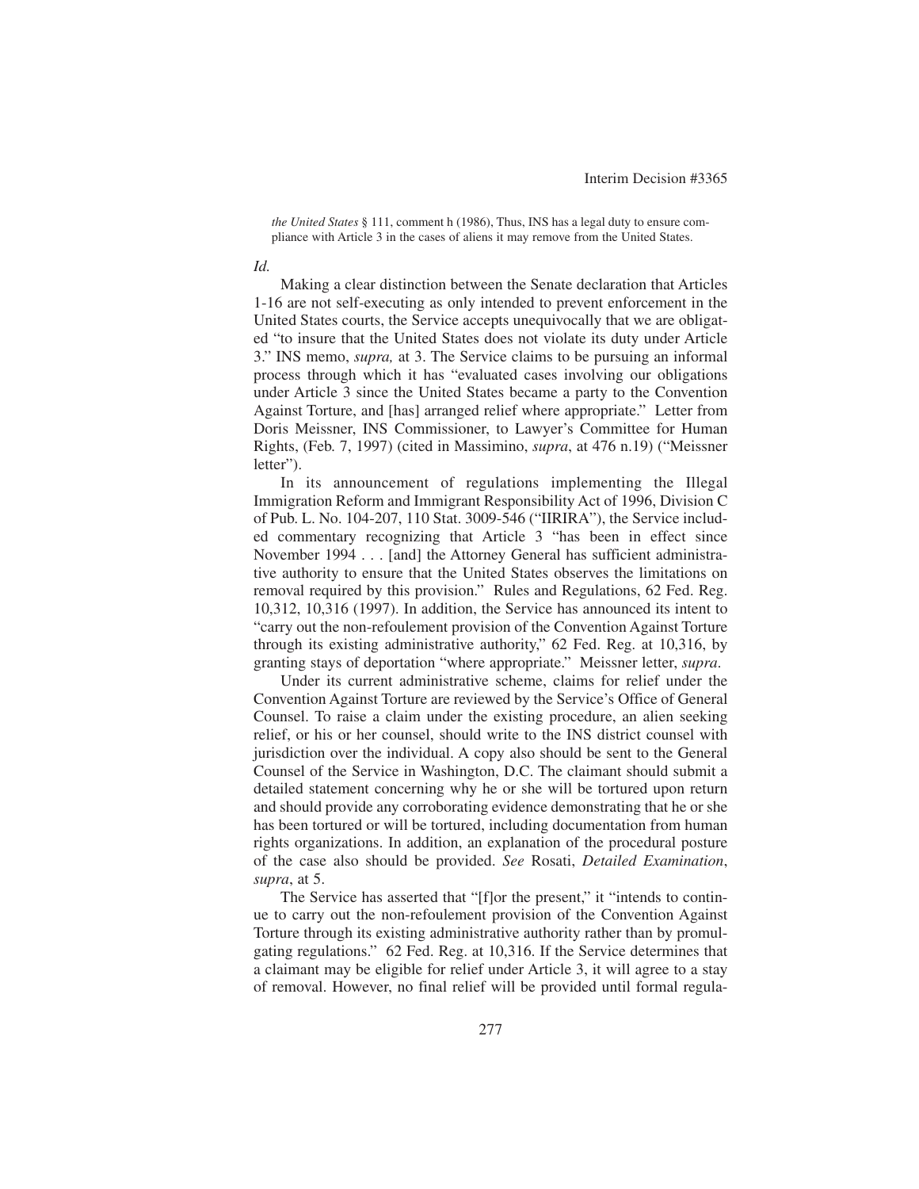*the United States* § 111, comment h (1986), Thus, INS has a legal duty to ensure compliance with Article 3 in the cases of aliens it may remove from the United States.

*Id.*

Making a clear distinction between the Senate declaration that Articles 1-16 are not self-executing as only intended to prevent enforcement in the United States courts, the Service accepts unequivocally that we are obligated "to insure that the United States does not violate its duty under Article 3." INS memo, *supra,* at 3. The Service claims to be pursuing an informal process through which it has "evaluated cases involving our obligations under Article 3 since the United States became a party to the Convention Against Torture, and [has] arranged relief where appropriate." Letter from Doris Meissner, INS Commissioner, to Lawyer's Committee for Human Rights, (Feb. 7, 1997) (cited in Massimino, *supra*, at 476 n.19) ("Meissner letter").

In its announcement of regulations implementing the Illegal Immigration Reform and Immigrant Responsibility Act of 1996, Division C of Pub. L. No. 104-207, 110 Stat. 3009-546 ("IIRIRA"), the Service included commentary recognizing that Article 3 "has been in effect since November 1994 . . . [and] the Attorney General has sufficient administrative authority to ensure that the United States observes the limitations on removal required by this provision." Rules and Regulations, 62 Fed. Reg. 10,312, 10,316 (1997). In addition, the Service has announced its intent to "carry out the non-refoulement provision of the Convention Against Torture through its existing administrative authority," 62 Fed. Reg. at 10,316, by granting stays of deportation "where appropriate." Meissner letter, *supra*.

Under its current administrative scheme, claims for relief under the Convention Against Torture are reviewed by the Service's Office of General Counsel. To raise a claim under the existing procedure, an alien seeking relief, or his or her counsel, should write to the INS district counsel with jurisdiction over the individual. A copy also should be sent to the General Counsel of the Service in Washington, D.C. The claimant should submit a detailed statement concerning why he or she will be tortured upon return and should provide any corroborating evidence demonstrating that he or she has been tortured or will be tortured, including documentation from human rights organizations. In addition, an explanation of the procedural posture of the case also should be provided. *See* Rosati, *Detailed Examination*, *supra*, at 5.

The Service has asserted that "[f]or the present," it "intends to continue to carry out the non-refoulement provision of the Convention Against Torture through its existing administrative authority rather than by promulgating regulations." 62 Fed. Reg. at 10,316. If the Service determines that a claimant may be eligible for relief under Article 3, it will agree to a stay of removal. However, no final relief will be provided until formal regula-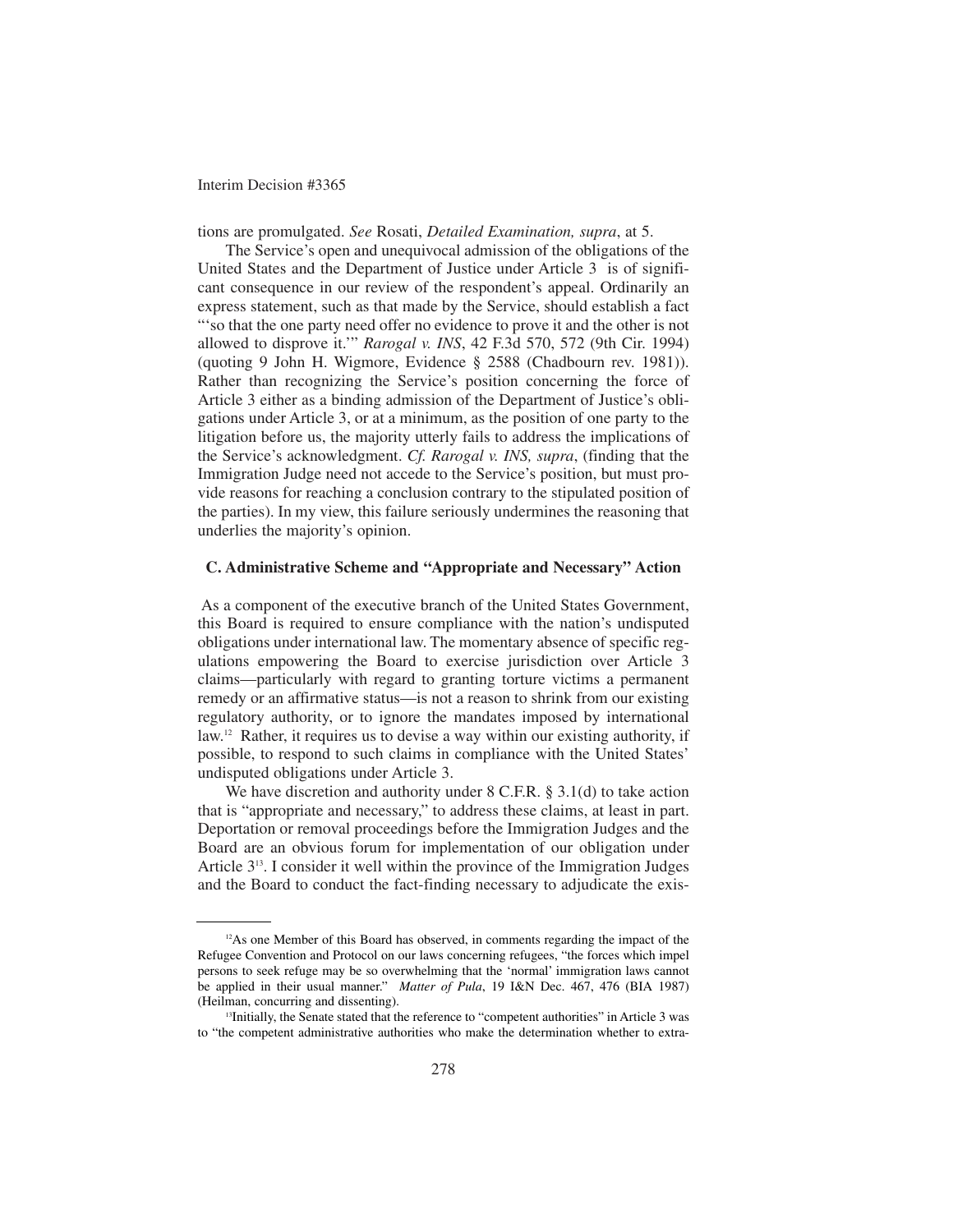tions are promulgated. *See* Rosati, *Detailed Examination, supra*, at 5.

The Service's open and unequivocal admission of the obligations of the United States and the Department of Justice under Article 3 is of significant consequence in our review of the respondent's appeal. Ordinarily an express statement, such as that made by the Service, should establish a fact "'so that the one party need offer no evidence to prove it and the other is not allowed to disprove it.'" *Rarogal v. INS*, 42 F.3d 570, 572 (9th Cir. 1994) (quoting 9 John H. Wigmore, Evidence § 2588 (Chadbourn rev. 1981)). Rather than recognizing the Service's position concerning the force of Article 3 either as a binding admission of the Department of Justice's obligations under Article 3, or at a minimum, as the position of one party to the litigation before us, the majority utterly fails to address the implications of the Service's acknowledgment. *Cf. Rarogal v. INS, supra*, (finding that the Immigration Judge need not accede to the Service's position, but must provide reasons for reaching a conclusion contrary to the stipulated position of the parties). In my view, this failure seriously undermines the reasoning that underlies the majority's opinion.

### C. Administrative Scheme and "Appropriate and Necessary" Action

As a component of the executive branch of the United States Government, this Board is required to ensure compliance with the nation's undisputed obligations under international law. The momentary absence of specific regulations empowering the Board to exercise jurisdiction over Article 3 claims—particularly with regard to granting torture victims a permanent remedy or an affirmative status—is not a reason to shrink from our existing regulatory authority, or to ignore the mandates imposed by international law.[12] Rather, it requires us to devise a way within our existing authority, if possible, to respond to such claims in compliance with the United States' undisputed obligations under Article 3.

We have discretion and authority under 8 C.F.R. § 3.1(d) to take action that is "appropriate and necessary," to address these claims, at least in part. Deportation or removal proceedings before the Immigration Judges and the Board are an obvious forum for implementation of our obligation under Article 3[13]. I consider it well within the province of the Immigration Judges and the Board to conduct the fact-finding necessary to adjudicate the exis-

---

[12]As one Member of this Board has observed, in comments regarding the impact of the Refugee Convention and Protocol on our laws concerning refugees, "the forces which impel persons to seek refuge may be so overwhelming that the 'normal' immigration laws cannot be applied in their usual manner." *Matter of Pula*, 19 I&N Dec. 467, 476 (BIA 1987) (Heilman, concurring and dissenting).

[13]Initially, the Senate stated that the reference to "competent authorities" in Article 3 was to "the competent administrative authorities who make the determination whether to extra-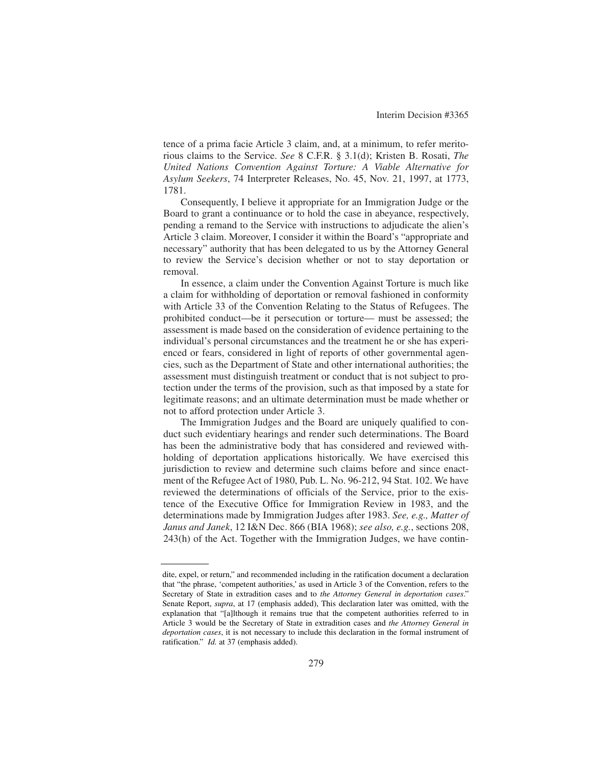tence of a prima facie Article 3 claim, and, at a minimum, to refer meritorious claims to the Service. *See* 8 C.F.R. § 3.1(d); Kristen B. Rosati, *The United Nations Convention Against Torture: A Viable Alternative for Asylum Seekers*, 74 Interpreter Releases, No. 45, Nov. 21, 1997, at 1773, 1781.

Consequently, I believe it appropriate for an Immigration Judge or the Board to grant a continuance or to hold the case in abeyance, respectively, pending a remand to the Service with instructions to adjudicate the alien's Article 3 claim. Moreover, I consider it within the Board's "appropriate and necessary" authority that has been delegated to us by the Attorney General to review the Service's decision whether or not to stay deportation or removal.

In essence, a claim under the Convention Against Torture is much like a claim for withholding of deportation or removal fashioned in conformity with Article 33 of the Convention Relating to the Status of Refugees. The prohibited conduct—be it persecution or torture— must be assessed; the assessment is made based on the consideration of evidence pertaining to the individual's personal circumstances and the treatment he or she has experienced or fears, considered in light of reports of other governmental agencies, such as the Department of State and other international authorities; the assessment must distinguish treatment or conduct that is not subject to protection under the terms of the provision, such as that imposed by a state for legitimate reasons; and an ultimate determination must be made whether or not to afford protection under Article 3.

The Immigration Judges and the Board are uniquely qualified to conduct such evidentiary hearings and render such determinations. The Board has been the administrative body that has considered and reviewed withholding of deportation applications historically. We have exercised this jurisdiction to review and determine such claims before and since enactment of the Refugee Act of 1980, Pub. L. No. 96-212, 94 Stat. 102. We have reviewed the determinations of officials of the Service, prior to the existence of the Executive Office for Immigration Review in 1983, and the determinations made by Immigration Judges after 1983. *See, e.g., Matter of Janus and Janek*, 12 I&N Dec. 866 (BIA 1968); *see also, e.g.*, sections 208, 243(h) of the Act. Together with the Immigration Judges, we have contin-

---

dite, expel, or return," and recommended including in the ratification document a declaration that "the phrase, 'competent authorities,' as used in Article 3 of the Convention, refers to the Secretary of State in extradition cases and to *the Attorney General in deportation cases*." Senate Report, *supra*, at 17 (emphasis added), This declaration later was omitted, with the explanation that "[a]lthough it remains true that the competent authorities referred to in Article 3 would be the Secretary of State in extradition cases and *the Attorney General in deportation cases*, it is not necessary to include this declaration in the formal instrument of ratification." *Id.* at 37 (emphasis added).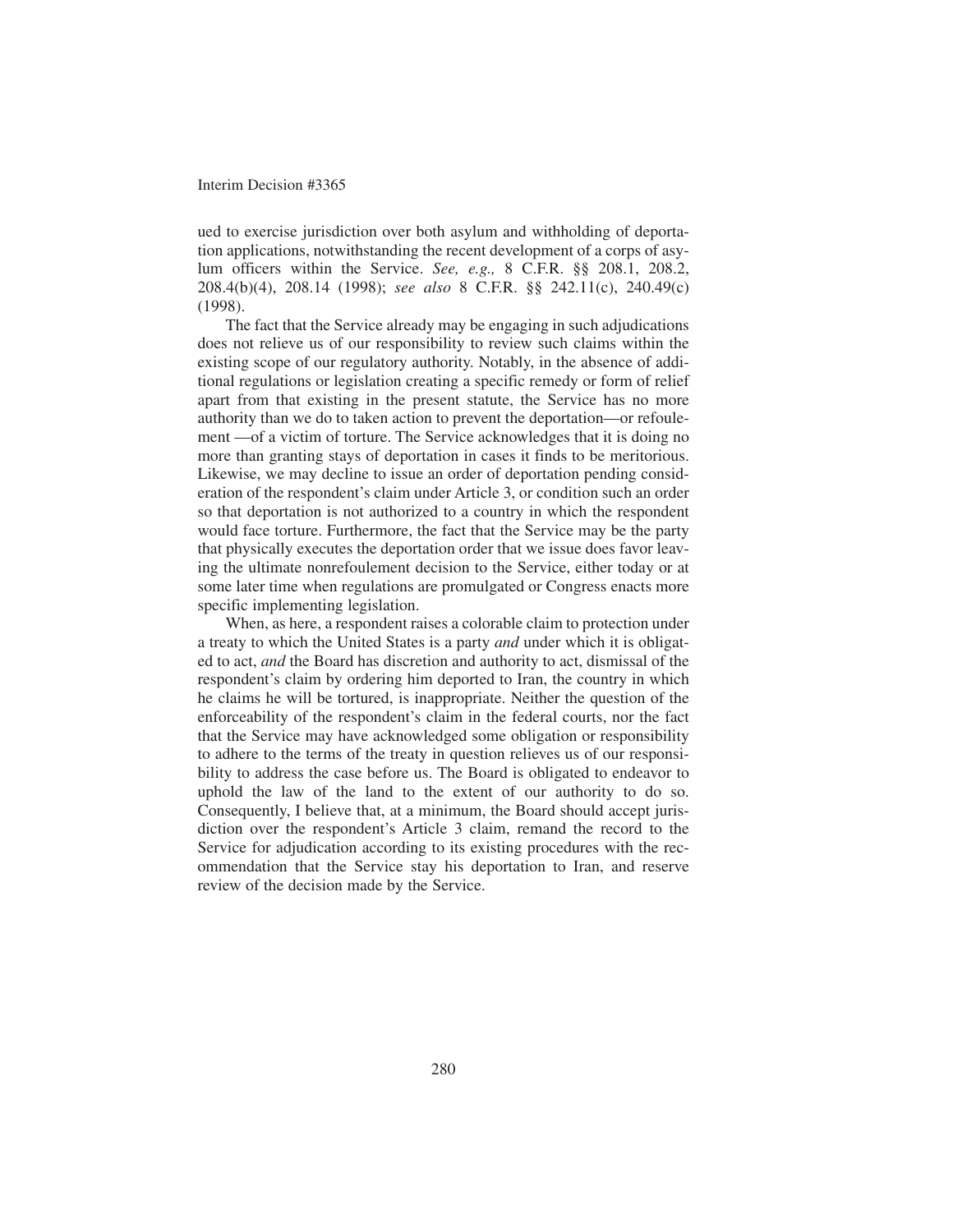ued to exercise jurisdiction over both asylum and withholding of deportation applications, notwithstanding the recent development of a corps of asylum officers within the Service. *See, e.g.,* 8 C.F.R. §§ 208.1, 208.2, 208.4(b)(4), 208.14 (1998); *see also* 8 C.F.R. §§ 242.11(c), 240.49(c) (1998).

The fact that the Service already may be engaging in such adjudications does not relieve us of our responsibility to review such claims within the existing scope of our regulatory authority. Notably, in the absence of additional regulations or legislation creating a specific remedy or form of relief apart from that existing in the present statute, the Service has no more authority than we do to taken action to prevent the deportation—or refoulement —of a victim of torture. The Service acknowledges that it is doing no more than granting stays of deportation in cases it finds to be meritorious. Likewise, we may decline to issue an order of deportation pending consideration of the respondent's claim under Article 3, or condition such an order so that deportation is not authorized to a country in which the respondent would face torture. Furthermore, the fact that the Service may be the party that physically executes the deportation order that we issue does favor leaving the ultimate nonrefoulement decision to the Service, either today or at some later time when regulations are promulgated or Congress enacts more specific implementing legislation.

When, as here, a respondent raises a colorable claim to protection under a treaty to which the United States is a party *and* under which it is obligated to act, *and* the Board has discretion and authority to act, dismissal of the respondent's claim by ordering him deported to Iran, the country in which he claims he will be tortured, is inappropriate. Neither the question of the enforceability of the respondent's claim in the federal courts, nor the fact that the Service may have acknowledged some obligation or responsibility to adhere to the terms of the treaty in question relieves us of our responsibility to address the case before us. The Board is obligated to endeavor to uphold the law of the land to the extent of our authority to do so. Consequently, I believe that, at a minimum, the Board should accept jurisdiction over the respondent's Article 3 claim, remand the record to the Service for adjudication according to its existing procedures with the recommendation that the Service stay his deportation to Iran, and reserve review of the decision made by the Service.